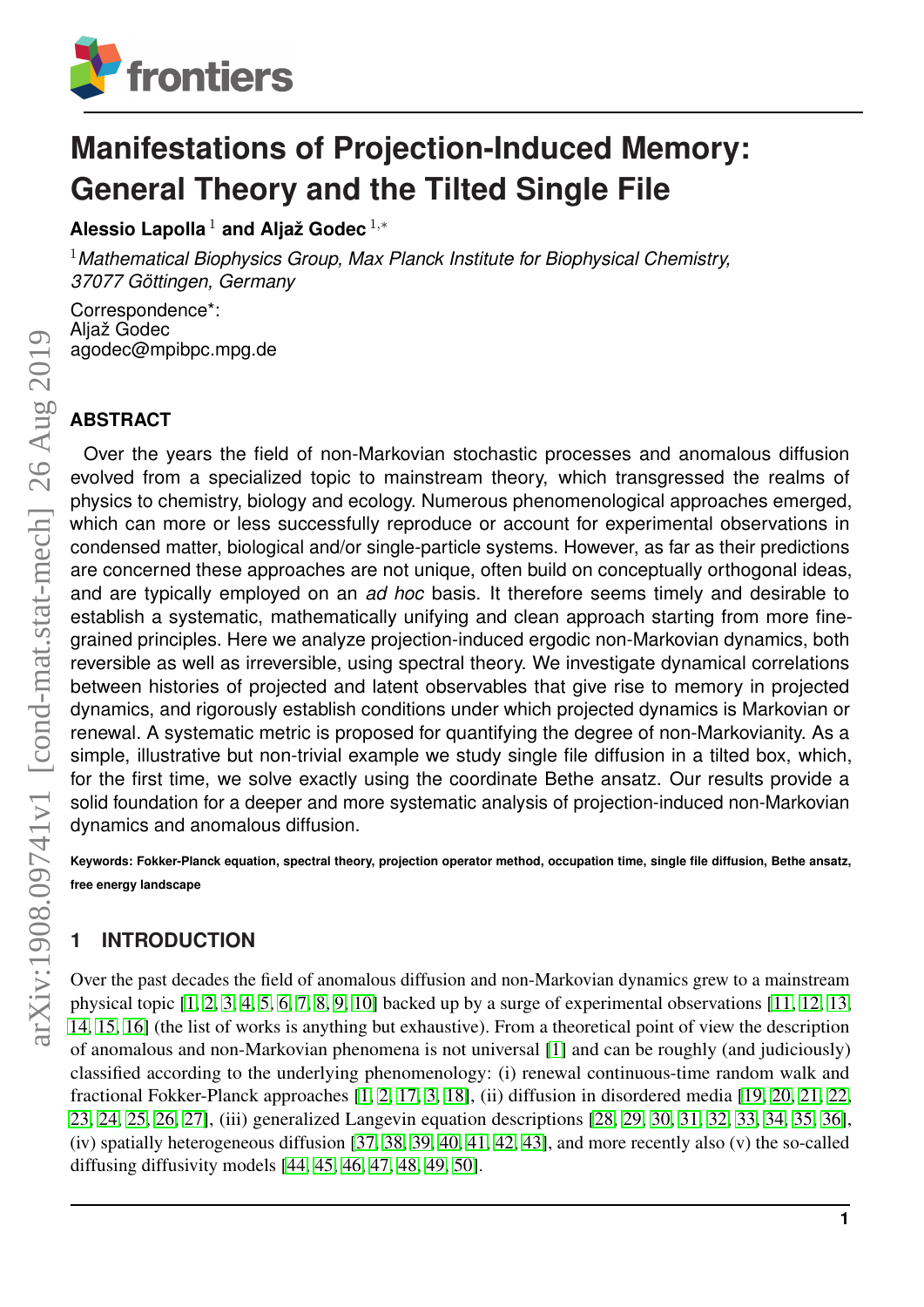# Manifestations of Projection-Induced Memory: General Theory and the Tilted Single File

**Alessio Lapolla** [1] **and Aljaž Godec** [1,*]

[1] *Mathematical Biophysics Group, Max Planck Institute for Biophysical Chemistry, 37077 Göttingen, Germany*

Correspondence*:
Aljaž Godec
agodec@mpibpc.mpg.de

## ABSTRACT

Over the years the field of non-Markovian stochastic processes and anomalous diffusion evolved from a specialized topic to mainstream theory, which transgressed the realms of physics to chemistry, biology and ecology. Numerous phenomenological approaches emerged, which can more or less successfully reproduce or account for experimental observations in condensed matter, biological and/or single-particle systems. However, as far as their predictions are concerned these approaches are not unique, often build on conceptually orthogonal ideas, and are typically employed on an *ad hoc* basis. It therefore seems timely and desirable to establish a systematic, mathematically unifying and clean approach starting from more fine-grained principles. Here we analyze projection-induced ergodic non-Markovian dynamics, both reversible as well as irreversible, using spectral theory. We investigate dynamical correlations between histories of projected and latent observables that give rise to memory in projected dynamics, and rigorously establish conditions under which projected dynamics is Markovian or renewal. A systematic metric is proposed for quantifying the degree of non-Markovianity. As a simple, illustrative but non-trivial example we study single file diffusion in a tilted box, which, for the first time, we solve exactly using the coordinate Bethe ansatz. Our results provide a solid foundation for a deeper and more systematic analysis of projection-induced non-Markovian dynamics and anomalous diffusion.

**Keywords: Fokker-Planck equation, spectral theory, projection operator method, occupation time, single file diffusion, Bethe ansatz, free energy landscape**

## 1 INTRODUCTION

Over the past decades the field of anomalous diffusion and non-Markovian dynamics grew to a mainstream physical topic [1, 2, 3, 4, 5, 6, 7, 8, 9, 10] backed up by a surge of experimental observations [11, 12, 13, 14, 15, 16] (the list of works is anything but exhaustive). From a theoretical point of view the description of anomalous and non-Markovian phenomena is not universal [1] and can be roughly (and judiciously) classified according to the underlying phenomenology: (i) renewal continuous-time random walk and fractional Fokker-Planck approaches [1, 2, 17, 3, 18], (ii) diffusion in disordered media [19, 20, 21, 22, 23, 24, 25, 26, 27], (iii) generalized Langevin equation descriptions [28, 29, 30, 31, 32, 33, 34, 35, 36], (iv) spatially heterogeneous diffusion [37, 38, 39, 40, 41, 42, 43], and more recently also (v) the so-called diffusing diffusivity models [44, 45, 46, 47, 48, 49, 50].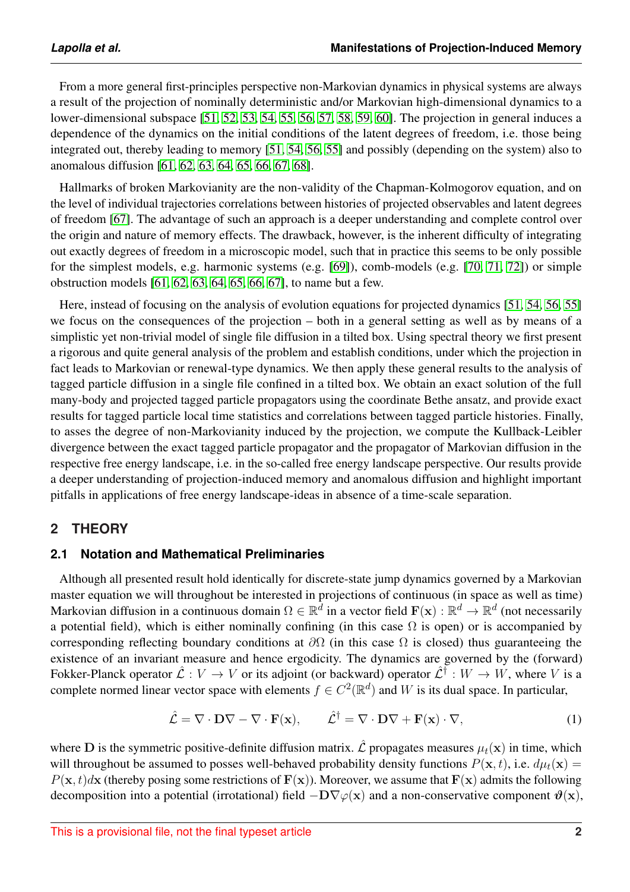From a more general first-principles perspective non-Markovian dynamics in physical systems are always a result of the projection of nominally deterministic and/or Markovian high-dimensional dynamics to a lower-dimensional subspace [51, 52, 53, 54, 55, 56, 57, 58, 59, 60]. The projection in general induces a dependence of the dynamics on the initial conditions of the latent degrees of freedom, i.e. those being integrated out, thereby leading to memory [51, 54, 56, 55] and possibly (depending on the system) also to anomalous diffusion [61, 62, 63, 64, 65, 66, 67, 68].

Hallmarks of broken Markovianity are the non-validity of the Chapman-Kolmogorov equation, and on the level of individual trajectories correlations between histories of projected observables and latent degrees of freedom [67]. The advantage of such an approach is a deeper understanding and complete control over the origin and nature of memory effects. The drawback, however, is the inherent difficulty of integrating out exactly degrees of freedom in a microscopic model, such that in practice this seems to be only possible for the simplest models, e.g. harmonic systems (e.g. [69]), comb-models (e.g. [70, 71, 72]) or simple obstruction models [61, 62, 63, 64, 65, 66, 67], to name but a few.

Here, instead of focusing on the analysis of evolution equations for projected dynamics [51, 54, 56, 55] we focus on the consequences of the projection – both in a general setting as well as by means of a simplistic yet non-trivial model of single file diffusion in a tilted box. Using spectral theory we first present a rigorous and quite general analysis of the problem and establish conditions, under which the projection in fact leads to Markovian or renewal-type dynamics. We then apply these general results to the analysis of tagged particle diffusion in a single file confined in a tilted box. We obtain an exact solution of the full many-body and projected tagged particle propagators using the coordinate Bethe ansatz, and provide exact results for tagged particle local time statistics and correlations between tagged particle histories. Finally, to asses the degree of non-Markovianity induced by the projection, we compute the Kullback-Leibler divergence between the exact tagged particle propagator and the propagator of Markovian diffusion in the respective free energy landscape, i.e. in the so-called free energy landscape perspective. Our results provide a deeper understanding of projection-induced memory and anomalous diffusion and highlight important pitfalls in applications of free energy landscape-ideas in absence of a time-scale separation.

## 2 THEORY

### 2.1 Notation and Mathematical Preliminaries

Although all presented result hold identically for discrete-state jump dynamics governed by a Markovian master equation we will throughout be interested in projections of continuous (in space as well as time) Markovian diffusion in a continuous domain $\Omega \in \mathbb{R}^d$ in a vector field $\mathbf{F}(\mathbf{x}) : \mathbb{R}^d \to \mathbb{R}^d$ (not necessarily a potential field), which is either nominally confining (in this case $\Omega$ is open) or is accompanied by corresponding reflecting boundary conditions at $\partial\Omega$ (in this case $\Omega$ is closed) thus guaranteeing the existence of an invariant measure and hence ergodicity. The dynamics are governed by the (forward) Fokker-Planck operator $\hat{\mathcal{L}} : V \to V$ or its adjoint (or backward) operator $\hat{\mathcal{L}}^\dagger : W \to W$, where $V$ is a complete normed linear vector space with elements $f \in C^2(\mathbb{R}^d)$ and $W$ is its dual space. In particular,

$$\hat{\mathcal{L}} = \nabla \cdot \mathbf{D}\nabla - \nabla \cdot \mathbf{F}(\mathbf{x}), \qquad \hat{\mathcal{L}}^\dagger = \nabla \cdot \mathbf{D}\nabla + \mathbf{F}(\mathbf{x}) \cdot \nabla, \tag{1}$$

where $\mathbf{D}$ is the symmetric positive-definite diffusion matrix. $\hat{\mathcal{L}}$ propagates measures $\mu_t(\mathbf{x})$ in time, which will throughout be assumed to posses well-behaved probability density functions $P(\mathbf{x}, t)$, i.e. $d\mu_t(\mathbf{x}) = P(\mathbf{x}, t)d\mathbf{x}$ (thereby posing some restrictions of $\mathbf{F}(\mathbf{x})$). Moreover, we assume that $\mathbf{F}(\mathbf{x})$ admits the following decomposition into a potential (irrotational) field $-\mathbf{D}\nabla\varphi(\mathbf{x})$ and a non-conservative component $\boldsymbol{\vartheta}(\mathbf{x})$,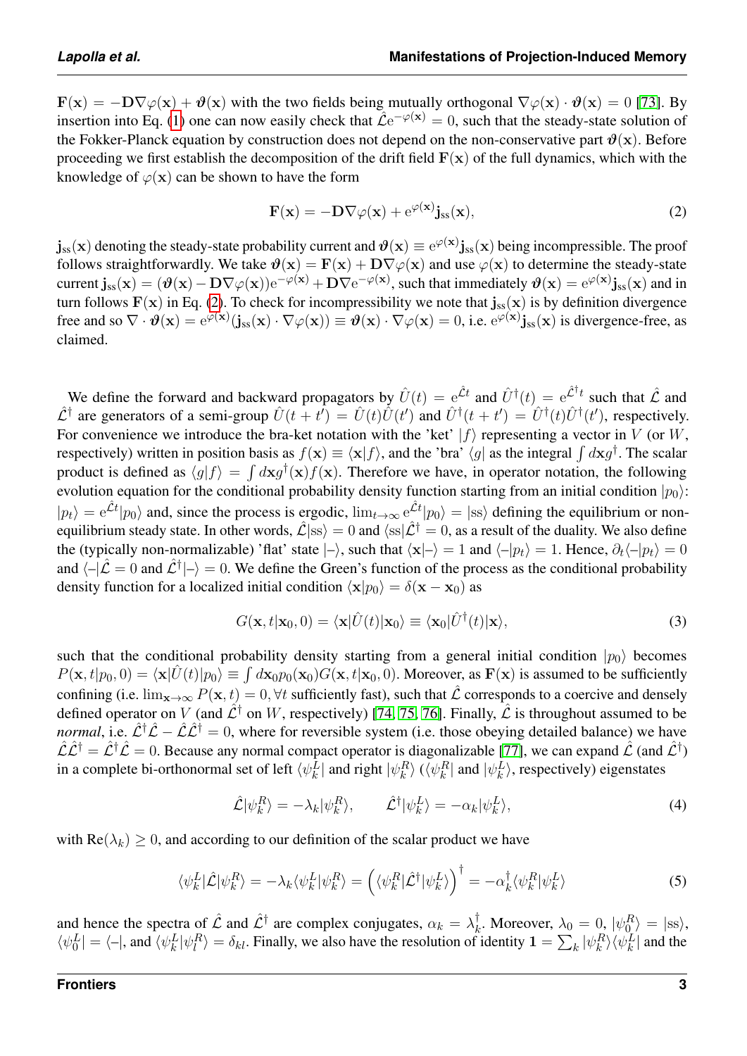$\mathbf{F}(\mathbf{x}) = -\mathbf{D}\nabla\varphi(\mathbf{x}) + \boldsymbol{\vartheta}(\mathbf{x})$ with the two fields being mutually orthogonal $\nabla\varphi(\mathbf{x}) \cdot \boldsymbol{\vartheta}(\mathbf{x}) = 0$ [73]. By insertion into Eq. (1) one can now easily check that $\hat{\mathcal{L}}\mathrm{e}^{-\varphi(\mathbf{x})} = 0$, such that the steady-state solution of the Fokker-Planck equation by construction does not depend on the non-conservative part $\boldsymbol{\vartheta}(\mathbf{x})$. Before proceeding we first establish the decomposition of the drift field $\mathbf{F}(\mathbf{x})$ of the full dynamics, which with the knowledge of $\varphi(\mathbf{x})$ can be shown to have the form

$$
\mathbf{F}(\mathbf{x}) = -\mathbf{D}\nabla\varphi(\mathbf{x}) + \mathrm{e}^{\varphi(\mathbf{x})}\mathbf{j}_{\mathrm{ss}}(\mathbf{x}), \tag{2}
$$

$\mathbf{j}_{\mathrm{ss}}(\mathbf{x})$ denoting the steady-state probability current and $\boldsymbol{\vartheta}(\mathbf{x}) \equiv \mathrm{e}^{\varphi(\mathbf{x})}\mathbf{j}_{\mathrm{ss}}(\mathbf{x})$ being incompressible. The proof follows straightforwardly. We take $\boldsymbol{\vartheta}(\mathbf{x}) = \mathbf{F}(\mathbf{x}) + \mathbf{D}\nabla\varphi(\mathbf{x})$ and use $\varphi(\mathbf{x})$ to determine the steady-state current $\mathbf{j}_{\mathrm{ss}}(\mathbf{x}) = (\boldsymbol{\vartheta}(\mathbf{x}) - \mathbf{D}\nabla\varphi(\mathbf{x}))\mathrm{e}^{-\varphi(\mathbf{x})} + \mathbf{D}\nabla\mathrm{e}^{-\varphi(\mathbf{x})}$, such that immediately $\boldsymbol{\vartheta}(\mathbf{x}) = \mathrm{e}^{\varphi(\mathbf{x})}\mathbf{j}_{\mathrm{ss}}(\mathbf{x})$ and in turn follows $\mathbf{F}(\mathbf{x})$ in Eq. (2). To check for incompressibility we note that $\mathbf{j}_{\mathrm{ss}}(\mathbf{x})$ is by definition divergence free and so $\nabla \cdot \boldsymbol{\vartheta}(\mathbf{x}) = \mathrm{e}^{\varphi(\mathbf{x})}(\mathbf{j}_{\mathrm{ss}}(\mathbf{x}) \cdot \nabla\varphi(\mathbf{x})) \equiv \boldsymbol{\vartheta}(\mathbf{x}) \cdot \nabla\varphi(\mathbf{x}) = 0$, i.e. $\mathrm{e}^{\varphi(\mathbf{x})}\mathbf{j}_{\mathrm{ss}}(\mathbf{x})$ is divergence-free, as claimed.

We define the forward and backward propagators by $\hat{U}(t) = \mathrm{e}^{\hat{\mathcal{L}}t}$ and $\hat{U}^\dagger(t) = \mathrm{e}^{\hat{\mathcal{L}}^\dagger t}$ such that $\hat{\mathcal{L}}$ and $\hat{\mathcal{L}}^\dagger$ are generators of a semi-group $\hat{U}(t+t') = \hat{U}(t)\hat{U}(t')$ and $\hat{U}^\dagger(t+t') = \hat{U}^\dagger(t)\hat{U}^\dagger(t')$, respectively. For convenience we introduce the bra-ket notation with the 'ket' $|f\rangle$ representing a vector in $V$ (or $W$, respectively) written in position basis as $f(\mathbf{x}) \equiv \langle \mathbf{x}|f\rangle$, and the 'bra' $\langle g|$ as the integral $\int d\mathbf{x} g^\dagger$. The scalar product is defined as $\langle g|f\rangle = \int d\mathbf{x} g^\dagger(\mathbf{x}) f(\mathbf{x})$. Therefore we have, in operator notation, the following evolution equation for the conditional probability density function starting from an initial condition $|p_0\rangle$: $|p_t\rangle = \mathrm{e}^{\hat{\mathcal{L}}t}|p_0\rangle$ and, since the process is ergodic, $\lim_{t\to\infty} \mathrm{e}^{\hat{\mathcal{L}}t}|p_0\rangle = |\mathrm{ss}\rangle$ defining the equilibrium or non-equilibrium steady state. In other words, $\hat{\mathcal{L}}|\mathrm{ss}\rangle = 0$ and $\langle \mathrm{ss}|\hat{\mathcal{L}}^\dagger = 0$, as a result of the duality. We also define the (typically non-normalizable) 'flat' state $|\text{–}\rangle$, such that $\langle \mathbf{x}|\text{–}\rangle = 1$ and $\langle \text{–}|p_t\rangle = 1$. Hence, $\partial_t\langle \text{–}|p_t\rangle = 0$ and $\langle \text{–}|\hat{\mathcal{L}} = 0$ and $\hat{\mathcal{L}}^\dagger|\text{–}\rangle = 0$. We define the Green's function of the process as the conditional probability density function for a localized initial condition $\langle \mathbf{x}|p_0\rangle = \delta(\mathbf{x}-\mathbf{x}_0)$ as

$$
G(\mathbf{x}, t|\mathbf{x}_0, 0) = \langle \mathbf{x}|\hat{U}(t)|\mathbf{x}_0\rangle \equiv \langle \mathbf{x}_0|\hat{U}^\dagger(t)|\mathbf{x}\rangle, \tag{3}
$$

such that the conditional probability density starting from a general initial condition $|p_0\rangle$ becomes $P(\mathbf{x}, t|p_0, 0) = \langle \mathbf{x}|\hat{U}(t)|p_0\rangle \equiv \int d\mathbf{x}_0 p_0(\mathbf{x}_0) G(\mathbf{x}, t|\mathbf{x}_0, 0)$. Moreover, as $\mathbf{F}(\mathbf{x})$ is assumed to be sufficiently confining (i.e. $\lim_{\mathbf{x}\to\infty} P(\mathbf{x}, t) = 0, \forall t$ sufficiently fast), such that $\hat{\mathcal{L}}$ corresponds to a coercive and densely defined operator on $V$ (and $\hat{\mathcal{L}}^\dagger$ on $W$, respectively) [74, 75, 76]. Finally, $\hat{\mathcal{L}}$ is throughout assumed to be *normal*, i.e. $\hat{\mathcal{L}}^\dagger\hat{\mathcal{L}} - \hat{\mathcal{L}}\hat{\mathcal{L}}^\dagger = 0$, where for reversible system (i.e. those obeying detailed balance) we have $\hat{\mathcal{L}}\hat{\mathcal{L}}^\dagger = \hat{\mathcal{L}}^\dagger\hat{\mathcal{L}} = 0$. Because any normal compact operator is diagonalizable [77], we can expand $\hat{\mathcal{L}}$ (and $\hat{\mathcal{L}}^\dagger$) in a complete bi-orthonormal set of left $\langle \psi_k^L|$ and right $|\psi_k^R\rangle$ ($\langle \psi_k^R|$ and $|\psi_k^L\rangle$, respectively) eigenstates

$$
\hat{\mathcal{L}}|\psi_k^R\rangle = -\lambda_k|\psi_k^R\rangle, \qquad \hat{\mathcal{L}}^\dagger|\psi_k^L\rangle = -\alpha_k|\psi_k^L\rangle, \tag{4}
$$

with $\mathrm{Re}(\lambda_k) \geq 0$, and according to our definition of the scalar product we have

$$
\langle \psi_k^L|\hat{\mathcal{L}}|\psi_k^R\rangle = -\lambda_k\langle \psi_k^L|\psi_k^R\rangle = \left(\langle \psi_k^R|\hat{\mathcal{L}}^\dagger|\psi_k^L\rangle\right)^\dagger = -\alpha_k^\dagger\langle \psi_k^R|\psi_k^L\rangle \tag{5}
$$

and hence the spectra of $\hat{\mathcal{L}}$ and $\hat{\mathcal{L}}^\dagger$ are complex conjugates, $\alpha_k = \lambda_k^\dagger$. Moreover, $\lambda_0 = 0$, $|\psi_0^R\rangle = |\mathrm{ss}\rangle$, $\langle \psi_0^L| = \langle \text{–}|$, and $\langle \psi_k^L|\psi_l^R\rangle = \delta_{kl}$. Finally, we also have the resolution of identity $\mathbf{1} = \sum_k |\psi_k^R\rangle\langle \psi_k^L|$ and the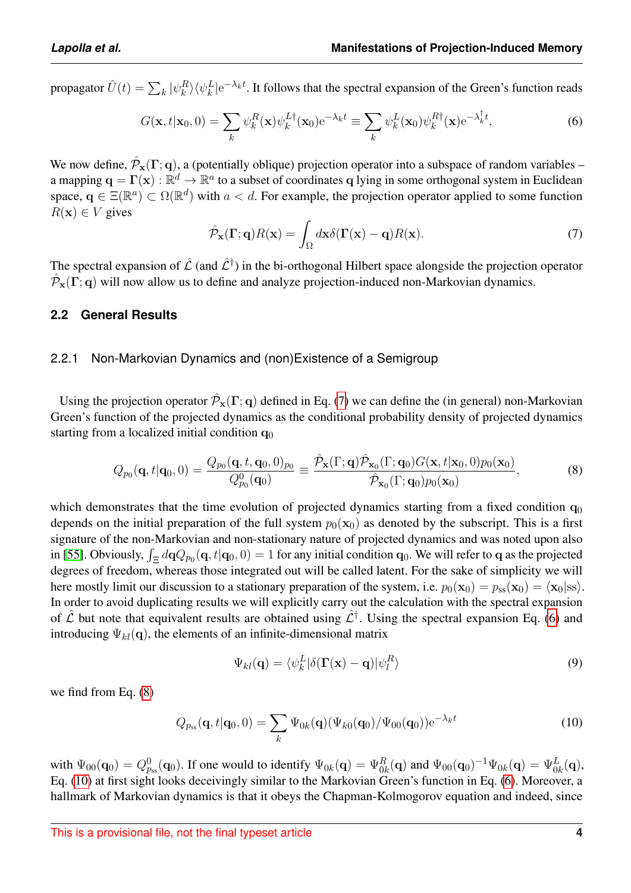propagator $\hat{U}(t) = \sum_k |\psi_k^R\rangle\langle\psi_k^L| \mathrm{e}^{-\lambda_k t}$. It follows that the spectral expansion of the Green's function reads

$$G(\mathbf{x}, t|\mathbf{x}_0, 0) = \sum_k \psi_k^R(\mathbf{x})\psi_k^{L\dagger}(\mathbf{x}_0)\mathrm{e}^{-\lambda_k t} \equiv \sum_k \psi_k^L(\mathbf{x}_0)\psi_k^{R\dagger}(\mathbf{x})\mathrm{e}^{-\lambda_k^\dagger t}, \tag{6}$$

We now define, $\hat{\mathcal{P}}_{\mathbf{x}}(\mathbf{\Gamma}; \mathbf{q})$, a (potentially oblique) projection operator into a subspace of random variables – a mapping $\mathbf{q} = \mathbf{\Gamma}(\mathbf{x}) : \mathbb{R}^d \to \mathbb{R}^a$ to a subset of coordinates $\mathbf{q}$ lying in some orthogonal system in Euclidean space, $\mathbf{q} \in \Xi(\mathbb{R}^a) \subset \Omega(\mathbb{R}^d)$ with $a < d$. For example, the projection operator applied to some function $R(\mathbf{x}) \in V$ gives

$$\hat{\mathcal{P}}_{\mathbf{x}}(\mathbf{\Gamma}; \mathbf{q})R(\mathbf{x}) = \int_\Omega d\mathbf{x}\delta(\mathbf{\Gamma}(\mathbf{x}) - \mathbf{q})R(\mathbf{x}). \tag{7}$$

The spectral expansion of $\hat{\mathcal{L}}$ (and $\hat{\mathcal{L}}^\dagger$) in the bi-orthogonal Hilbert space alongside the projection operator $\hat{\mathcal{P}}_{\mathbf{x}}(\mathbf{\Gamma}; \mathbf{q})$ will now allow us to define and analyze projection-induced non-Markovian dynamics.

## 2.2 General Results

### 2.2.1 Non-Markovian Dynamics and (non)Existence of a Semigroup

Using the projection operator $\hat{\mathcal{P}}_{\mathbf{x}}(\mathbf{\Gamma}; \mathbf{q})$ defined in Eq. (7) we can define the (in general) non-Markovian Green's function of the projected dynamics as the conditional probability density of projected dynamics starting from a localized initial condition $\mathbf{q}_0$

$$Q_{p_0}(\mathbf{q}, t|\mathbf{q}_0, 0) = \frac{Q_{p_0}(\mathbf{q}, t, \mathbf{q}_0, 0)_{p_0}}{Q_{p_0}^0(\mathbf{q}_0)} \equiv \frac{\hat{\mathcal{P}}_{\mathbf{x}}(\Gamma; \mathbf{q})\hat{\mathcal{P}}_{\mathbf{x}_0}(\Gamma; \mathbf{q}_0)G(\mathbf{x}, t|\mathbf{x}_0, 0)p_0(\mathbf{x}_0)}{\hat{\mathcal{P}}_{\mathbf{x}_0}(\Gamma; \mathbf{q}_0)p_0(\mathbf{x}_0)}, \tag{8}$$

which demonstrates that the time evolution of projected dynamics starting from a fixed condition $\mathbf{q}_0$ depends on the initial preparation of the full system $p_0(\mathbf{x}_0)$ as denoted by the subscript. This is a first signature of the non-Markovian and non-stationary nature of projected dynamics and was noted upon also in [55]. Obviously, $\int_\Xi d\mathbf{q}Q_{p_0}(\mathbf{q}, t|\mathbf{q}_0, 0) = 1$ for any initial condition $\mathbf{q}_0$. We will refer to $\mathbf{q}$ as the projected degrees of freedom, whereas those integrated out will be called latent. For the sake of simplicity we will here mostly limit our discussion to a stationary preparation of the system, i.e. $p_0(\mathbf{x}_0) = p_{\mathrm{ss}}(\mathbf{x}_0) = \langle\mathbf{x}_0|\mathrm{ss}\rangle$. In order to avoid duplicating results we will explicitly carry out the calculation with the spectral expansion of $\hat{\mathcal{L}}$ but note that equivalent results are obtained using $\hat{\mathcal{L}}^\dagger$. Using the spectral expansion Eq. (6) and introducing $\Psi_{kl}(\mathbf{q})$, the elements of an infinite-dimensional matrix

$$\Psi_{kl}(\mathbf{q}) = \langle\psi_k^L|\delta(\mathbf{\Gamma}(\mathbf{x}) - \mathbf{q})|\psi_l^R\rangle \tag{9}$$

we find from Eq. (8)

$$Q_{p_{\mathrm{ss}}}(\mathbf{q}, t|\mathbf{q}_0, 0) = \sum_k \Psi_{0k}(\mathbf{q})(\Psi_{k0}(\mathbf{q}_0)/\Psi_{00}(\mathbf{q}_0))\mathrm{e}^{-\lambda_k t} \tag{10}$$

with $\Psi_{00}(\mathbf{q}_0) = Q_{p_{\mathrm{ss}}}^0(\mathbf{q}_0)$. If one would to identify $\Psi_{0k}(\mathbf{q}) = \Psi_{0k}^R(\mathbf{q})$ and $\Psi_{00}(\mathbf{q}_0)^{-1}\Psi_{0k}(\mathbf{q}) = \Psi_{0k}^L(\mathbf{q})$, Eq. (10) at first sight looks deceivingly similar to the Markovian Green's function in Eq. (6). Moreover, a hallmark of Markovian dynamics is that it obeys the Chapman-Kolmogorov equation and indeed, since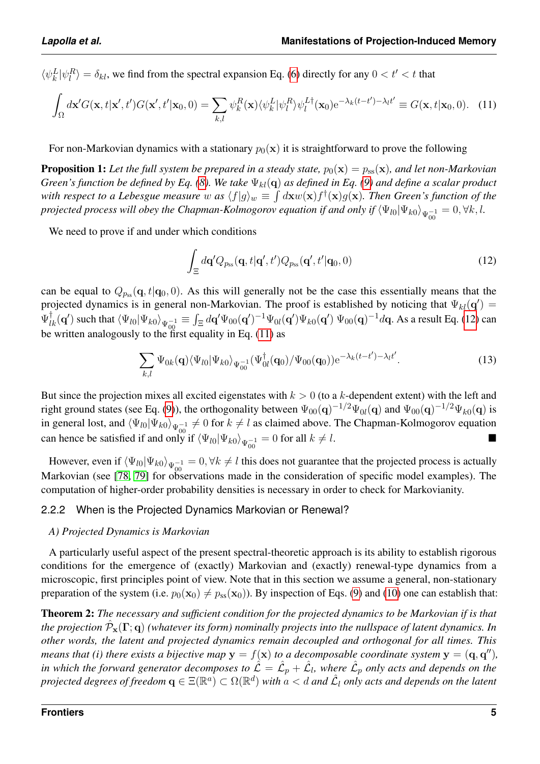$\langle \psi_k^L | \psi_l^R \rangle = \delta_{kl}$, we find from the spectral expansion Eq. (6) directly for any $0 < t' < t$ that

$$\int_\Omega d\mathbf{x}' G(\mathbf{x}, t|\mathbf{x}', t') G(\mathbf{x}', t'|\mathbf{x}_0, 0) = \sum_{k,l} \psi_k^R(\mathbf{x}) \langle \psi_k^L | \psi_l^R \rangle \psi_l^{L\dagger}(\mathbf{x}_0) \mathrm{e}^{-\lambda_k (t-t') - \lambda_l t'} \equiv G(\mathbf{x}, t|\mathbf{x}_0, 0). \quad (11)$$

For non-Markovian dynamics with a stationary $p_0(\mathbf{x})$ it is straightforward to prove the following

**Proposition 1:** *Let the full system be prepared in a steady state, $p_0(\mathbf{x}) = p_{\rm ss}(\mathbf{x})$, and let non-Markovian Green's function be defined by Eq. (8). We take $\Psi_{kl}(\mathbf{q})$ as defined in Eq. (9) and define a scalar product with respect to a Lebesgue measure $w$ as $\langle f|g \rangle_w \equiv \int d\mathbf{x} w(\mathbf{x}) f^\dagger(\mathbf{x}) g(\mathbf{x})$. Then Green's function of the projected process will obey the Chapman-Kolmogorov equation if and only if $\langle \Psi_{l0} | \Psi_{k0} \rangle_{\Psi_{00}^{-1}} = 0, \forall k, l$.*

We need to prove if and under which conditions

$$\int_\Xi d\mathbf{q}' Q_{p_{\rm ss}}(\mathbf{q}, t|\mathbf{q}', t') Q_{p_{\rm ss}}(\mathbf{q}', t'|\mathbf{q}_0, 0) \quad (12)$$

can be equal to $Q_{p_{\rm ss}}(\mathbf{q}, t|\mathbf{q}_0, 0)$. As this will generally not be the case this essentially means that the projected dynamics is in general non-Markovian. The proof is established by noticing that $\Psi_{kl}(\mathbf{q}') = \Psi_{lk}^\dagger(\mathbf{q}')$ such that $\langle \Psi_{l0} | \Psi_{k0} \rangle_{\Psi_{00}^{-1}} \equiv \int_\Xi d\mathbf{q}' \Psi_{00}(\mathbf{q}')^{-1} \Psi_{0l}(\mathbf{q}') \Psi_{k0}(\mathbf{q}')\ \Psi_{00}(\mathbf{q})^{-1} d\mathbf{q}$. As a result Eq. (12) can be written analogously to the first equality in Eq. (11) as

$$\sum_{k,l} \Psi_{0k}(\mathbf{q}) \langle \Psi_{l0} | \Psi_{k0} \rangle_{\Psi_{00}^{-1}} (\Psi_{0l}^\dagger(\mathbf{q}_0) / \Psi_{00}(\mathbf{q}_0)) \mathrm{e}^{-\lambda_k (t-t') - \lambda_l t'}. \quad (13)$$

But since the projection mixes all excited eigenstates with $k > 0$ (to a $k$-dependent extent) with the left and right ground states (see Eq. (9)), the orthogonality between $\Psi_{00}(\mathbf{q})^{-1/2} \Psi_{0l}(\mathbf{q})$ and $\Psi_{00}(\mathbf{q})^{-1/2} \Psi_{k0}(\mathbf{q})$ is in general lost, and $\langle \Psi_{l0} | \Psi_{k0} \rangle_{\Psi_{00}^{-1}} \neq 0$ for $k \neq l$ as claimed above. The Chapman-Kolmogorov equation can hence be satisfied if and only if $\langle \Psi_{l0} | \Psi_{k0} \rangle_{\Psi_{00}^{-1}} = 0$ for all $k \neq l$. ■

However, even if $\langle \Psi_{l0} | \Psi_{k0} \rangle_{\Psi_{00}^{-1}} = 0, \forall k \neq l$ this does not guarantee that the projected process is actually Markovian (see [78, 79] for observations made in the consideration of specific model examples). The computation of higher-order probability densities is necessary in order to check for Markovianity.

### 2.2.2 When is the Projected Dynamics Markovian or Renewal?

*A) Projected Dynamics is Markovian*

A particularly useful aspect of the present spectral-theoretic approach is its ability to establish rigorous conditions for the emergence of (exactly) Markovian and (exactly) renewal-type dynamics from a microscopic, first principles point of view. Note that in this section we assume a general, non-stationary preparation of the system (i.e. $p_0(\mathbf{x}_0) \neq p_{\rm ss}(\mathbf{x}_0)$). By inspection of Eqs. (9) and (10) one can establish that:

**Theorem 2:** *The necessary and sufficient condition for the projected dynamics to be Markovian if is that the projection $\hat{\mathcal{P}}_{\mathbf{x}}(\mathbf{\Gamma}; \mathbf{q})$ (whatever its form) nominally projects into the nullspace of latent dynamics. In other words, the latent and projected dynamics remain decoupled and orthogonal for all times. This means that (i) there exists a bijective map $\mathbf{y} = f(\mathbf{x})$ to a decomposable coordinate system $\mathbf{y} = (\mathbf{q}, \mathbf{q}'')$, in which the forward generator decomposes to $\hat{\mathcal{L}} = \hat{\mathcal{L}}_p + \hat{\mathcal{L}}_l$, where $\hat{\mathcal{L}}_p$ only acts and depends on the projected degrees of freedom $\mathbf{q} \in \Xi(\mathbb{R}^a) \subset \Omega(\mathbb{R}^d)$ with $a < d$ and $\hat{\mathcal{L}}_l$ only acts and depends on the latent*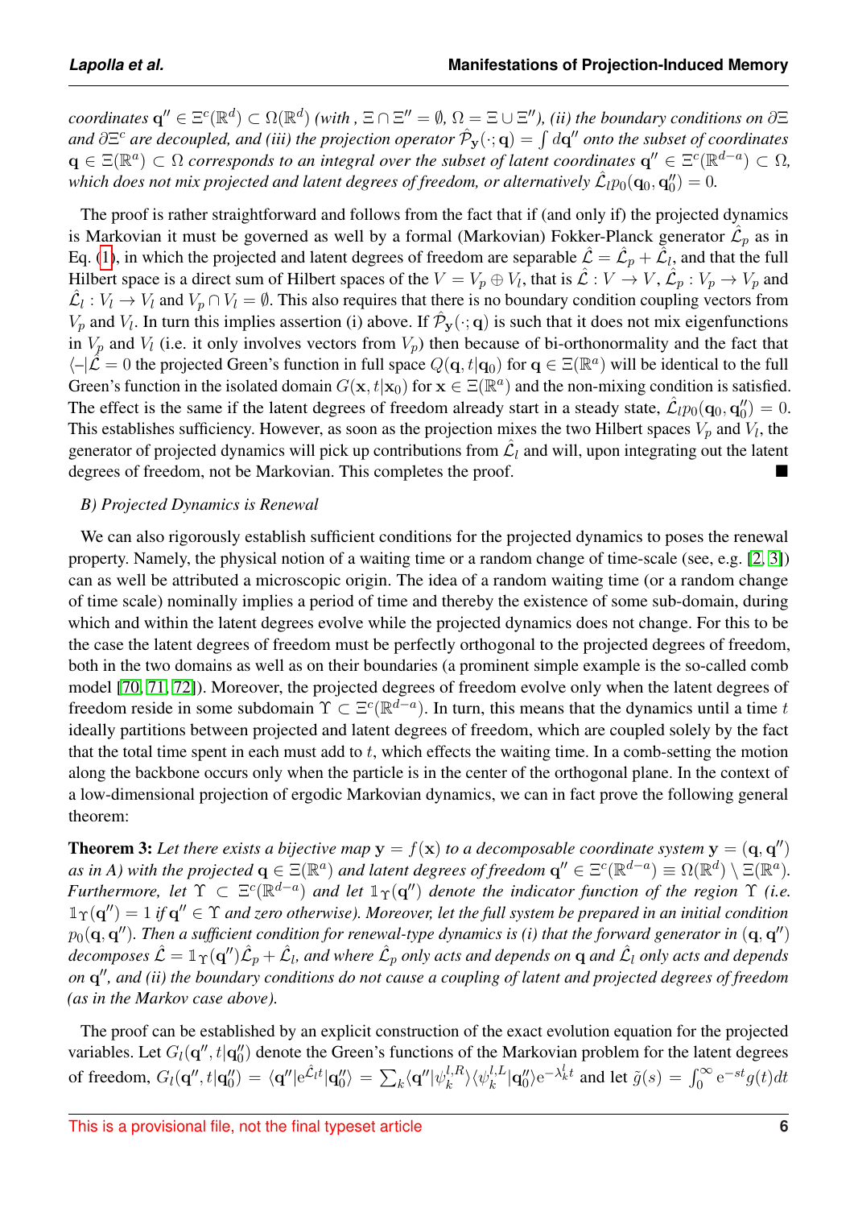*coordinates $\mathbf{q}'' \in \Xi^c(\mathbb{R}^d) \subset \Omega(\mathbb{R}^d)$ (with , $\Xi \cap \Xi'' = \emptyset$, $\Omega = \Xi \cup \Xi''$), (ii) the boundary conditions on $\partial\Xi$ and $\partial\Xi^c$ are decoupled, and (iii) the projection operator $\hat{\mathcal{P}}_{\mathbf{y}}(\cdot;\mathbf{q}) = \int d\mathbf{q}''$ onto the subset of coordinates $\mathbf{q} \in \Xi(\mathbb{R}^a) \subset \Omega$ corresponds to an integral over the subset of latent coordinates $\mathbf{q}'' \in \Xi^c(\mathbb{R}^{d-a}) \subset \Omega$, which does not mix projected and latent degrees of freedom, or alternatively $\hat{\mathcal{L}}_l p_0(\mathbf{q}_0, \mathbf{q}_0'') = 0$.*

The proof is rather straightforward and follows from the fact that if (and only if) the projected dynamics is Markovian it must be governed as well by a formal (Markovian) Fokker-Planck generator $\hat{\mathcal{L}}_p$ as in Eq. (1), in which the projected and latent degrees of freedom are separable $\hat{\mathcal{L}} = \hat{\mathcal{L}}_p + \hat{\mathcal{L}}_l$, and that the full Hilbert space is a direct sum of Hilbert spaces of the $V = V_p \oplus V_l$, that is $\hat{\mathcal{L}} : V \to V$, $\hat{\mathcal{L}}_p : V_p \to V_p$ and $\hat{\mathcal{L}}_l : V_l \to V_l$ and $V_p \cap V_l = \emptyset$. This also requires that there is no boundary condition coupling vectors from $V_p$ and $V_l$. In turn this implies assertion (i) above. If $\hat{\mathcal{P}}_{\mathbf{y}}(\cdot;\mathbf{q})$ is such that it does not mix eigenfunctions in $V_p$ and $V_l$ (i.e. it only involves vectors from $V_p$) then because of bi-orthonormality and the fact that $\langle -|\hat{\mathcal{L}} = 0$ the projected Green's function in full space $Q(\mathbf{q}, t|\mathbf{q}_0)$ for $\mathbf{q} \in \Xi(\mathbb{R}^a)$ will be identical to the full Green's function in the isolated domain $G(\mathbf{x}, t|\mathbf{x}_0)$ for $\mathbf{x} \in \Xi(\mathbb{R}^a)$ and the non-mixing condition is satisfied. The effect is the same if the latent degrees of freedom already start in a steady state, $\hat{\mathcal{L}}_l p_0(\mathbf{q}_0, \mathbf{q}_0'') = 0$. This establishes sufficiency. However, as soon as the projection mixes the two Hilbert spaces $V_p$ and $V_l$, the generator of projected dynamics will pick up contributions from $\hat{\mathcal{L}}_l$ and will, upon integrating out the latent degrees of freedom, not be Markovian. This completes the proof. ■

*B) Projected Dynamics is Renewal*

We can also rigorously establish sufficient conditions for the projected dynamics to poses the renewal property. Namely, the physical notion of a waiting time or a random change of time-scale (see, e.g. [2, 3]) can as well be attributed a microscopic origin. The idea of a random waiting time (or a random change of time scale) nominally implies a period of time and thereby the existence of some sub-domain, during which and within the latent degrees evolve while the projected dynamics does not change. For this to be the case the latent degrees of freedom must be perfectly orthogonal to the projected degrees of freedom, both in the two domains as well as on their boundaries (a prominent simple example is the so-called comb model [70, 71, 72]). Moreover, the projected degrees of freedom evolve only when the latent degrees of freedom reside in some subdomain $\Upsilon \subset \Xi^c(\mathbb{R}^{d-a})$. In turn, this means that the dynamics until a time $t$ ideally partitions between projected and latent degrees of freedom, which are coupled solely by the fact that the total time spent in each must add to $t$, which effects the waiting time. In a comb-setting the motion along the backbone occurs only when the particle is in the center of the orthogonal plane. In the context of a low-dimensional projection of ergodic Markovian dynamics, we can in fact prove the following general theorem:

**Theorem 3:** *Let there exists a bijective map $\mathbf{y} = f(\mathbf{x})$ to a decomposable coordinate system $\mathbf{y} = (\mathbf{q}, \mathbf{q}'')$ as in A) with the projected $\mathbf{q} \in \Xi(\mathbb{R}^a)$ and latent degrees of freedom $\mathbf{q}'' \in \Xi^c(\mathbb{R}^{d-a}) \equiv \Omega(\mathbb{R}^d) \setminus \Xi(\mathbb{R}^a)$. Furthermore, let $\Upsilon \subset \Xi^c(\mathbb{R}^{d-a})$ and let $\mathbb{1}_\Upsilon(\mathbf{q}'')$ denote the indicator function of the region $\Upsilon$ (i.e. $\mathbb{1}_\Upsilon(\mathbf{q}'') = 1$ if $\mathbf{q}'' \in \Upsilon$ and zero otherwise). Moreover, let the full system be prepared in an initial condition $p_0(\mathbf{q}, \mathbf{q}'')$. Then a sufficient condition for renewal-type dynamics is (i) that the forward generator in $(\mathbf{q}, \mathbf{q}'')$ decomposes $\hat{\mathcal{L}} = \mathbb{1}_\Upsilon(\mathbf{q}'')\hat{\mathcal{L}}_p + \hat{\mathcal{L}}_l$, and where $\hat{\mathcal{L}}_p$ only acts and depends on $\mathbf{q}$ and $\hat{\mathcal{L}}_l$ only acts and depends on $\mathbf{q}''$, and (ii) the boundary conditions do not cause a coupling of latent and projected degrees of freedom (as in the Markov case above).*

The proof can be established by an explicit construction of the exact evolution equation for the projected variables. Let $G_l(\mathbf{q}'', t|\mathbf{q}_0'')$ denote the Green's functions of the Markovian problem for the latent degrees of freedom, $G_l(\mathbf{q}'', t|\mathbf{q}_0'') = \langle \mathbf{q}''|\mathrm{e}^{\hat{\mathcal{L}}_l t}|\mathbf{q}_0''\rangle = \sum_k \langle \mathbf{q}''|\psi_k^{l,R}\rangle\langle\psi_k^{l,L}|\mathbf{q}_0''\rangle \mathrm{e}^{-\lambda_k^l t}$ and let $\tilde{g}(s) = \int_0^\infty \mathrm{e}^{-st} g(t)dt$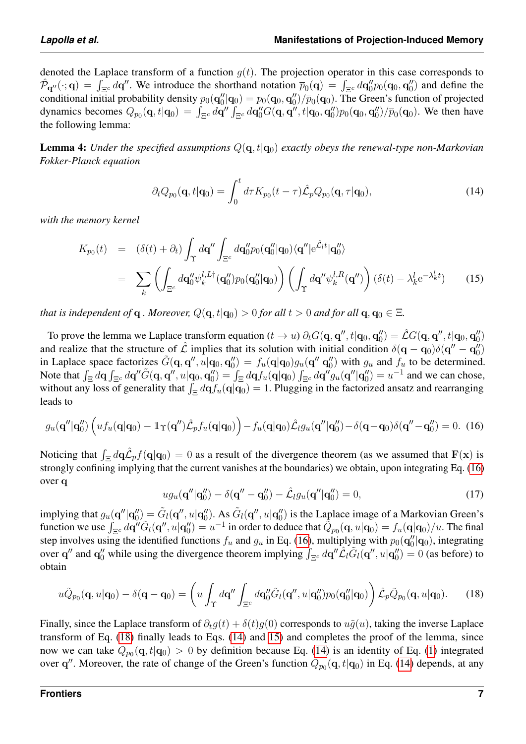denoted the Laplace transform of a function $g(t)$. The projection operator in this case corresponds to $\hat{\mathcal{P}}_{\mathbf{q}''}(\cdot;\mathbf{q}) = \int_{\Xi^c} d\mathbf{q}''$. We introduce the shorthand notation $\overline{p}_0(\mathbf{q}) = \int_{\Xi^c} d\mathbf{q}_0'' p_0(\mathbf{q}_0,\mathbf{q}_0'')$ and define the conditional initial probability density $p_0(\mathbf{q}_0''|\mathbf{q}_0) = p_0(\mathbf{q}_0,\mathbf{q}_0'')/\overline{p}_0(\mathbf{q}_0)$. The Green's function of projected dynamics becomes $Q_{p_0}(\mathbf{q},t|\mathbf{q}_0) = \int_{\Xi^c} d\mathbf{q}'' \int_{\Xi^c} d\mathbf{q}_0'' G(\mathbf{q},\mathbf{q}'',t|\mathbf{q}_0,\mathbf{q}_0'')p_0(\mathbf{q}_0,\mathbf{q}_0'')/\overline{p}_0(\mathbf{q}_0)$. We then have the following lemma:

**Lemma 4:** *Under the specified assumptions $Q(\mathbf{q},t|\mathbf{q}_0)$ exactly obeys the renewal-type non-Markovian Fokker-Planck equation*

$$\partial_t Q_{p_0}(\mathbf{q},t|\mathbf{q}_0) = \int_0^t d\tau K_{p_0}(t-\tau)\hat{\mathcal{L}}_p Q_{p_0}(\mathbf{q},\tau|\mathbf{q}_0), \tag{14}$$

*with the memory kernel*

$$\begin{aligned} K_{p_0}(t) &= (\delta(t)+\partial_t)\int_\Upsilon d\mathbf{q}'' \int_{\Xi^c} d\mathbf{q}_0'' p_0(\mathbf{q}_0''|\mathbf{q}_0)\langle \mathbf{q}''|\mathrm{e}^{\hat{\mathcal{L}}_l t}|\mathbf{q}_0''\rangle \\ &= \sum_k \left(\int_{\Xi^c} d\mathbf{q}_0'' \psi_k^{l,L\dagger}(\mathbf{q}_0'')p_0(\mathbf{q}_0''|\mathbf{q}_0)\right)\left(\int_\Upsilon d\mathbf{q}''\psi_k^{l,R}(\mathbf{q}'')\right)(\delta(t)-\lambda_k^l \mathrm{e}^{-\lambda_k^l t}) \end{aligned} \tag{15}$$

*that is independent of* $\mathbf{q}$ *. Moreover, $Q(\mathbf{q},t|\mathbf{q}_0) > 0$ for all $t>0$ and for all $\mathbf{q},\mathbf{q}_0 \in \Xi$.*

To prove the lemma we Laplace transform equation ($t\to u$) $\partial_t G(\mathbf{q},\mathbf{q}'',t|\mathbf{q}_0,\mathbf{q}_0'') = \hat{\mathcal{L}}G(\mathbf{q},\mathbf{q}'',t|\mathbf{q}_0,\mathbf{q}_0'')$ and realize that the structure of $\hat{\mathcal{L}}$ implies that its solution with initial condition $\delta(\mathbf{q}-\mathbf{q}_0)\delta(\mathbf{q}''-\mathbf{q}_0'')$ in Laplace space factorizes $\tilde{G}(\mathbf{q},\mathbf{q}'',u|\mathbf{q}_0,\mathbf{q}_0'') = f_u(\mathbf{q}|\mathbf{q}_0)g_u(\mathbf{q}''|\mathbf{q}_0'')$ with $g_u$ and $f_u$ to be determined. Note that $\int_\Xi d\mathbf{q}\int_{\Xi^c} d\mathbf{q}''\tilde{G}(\mathbf{q},\mathbf{q}'',u|\mathbf{q}_0,\mathbf{q}_0'') = \int_\Xi d\mathbf{q} f_u(\mathbf{q}|\mathbf{q}_0)\int_{\Xi^c} d\mathbf{q}'' g_u(\mathbf{q}''|\mathbf{q}_0'') = u^{-1}$ and we can chose, without any loss of generality that $\int_\Xi d\mathbf{q} f_u(\mathbf{q}|\mathbf{q}_0) = 1$. Plugging in the factorized ansatz and rearranging leads to

$$g_u(\mathbf{q}''|\mathbf{q}_0'')\left(uf_u(\mathbf{q}|\mathbf{q}_0) - \mathbb{1}_\Upsilon(\mathbf{q}'')\hat{\mathcal{L}}_p f_u(\mathbf{q}|\mathbf{q}_0)\right) - f_u(\mathbf{q}|\mathbf{q}_0)\hat{\mathcal{L}}_l g_u(\mathbf{q}''|\mathbf{q}_0'') - \delta(\mathbf{q}-\mathbf{q}_0)\delta(\mathbf{q}''-\mathbf{q}_0'') = 0. \tag{16}$$

Noticing that $\int_\Xi d\mathbf{q}\hat{\mathcal{L}}_p f(\mathbf{q}|\mathbf{q}_0) = 0$ as a result of the divergence theorem (as we assumed that $\mathbf{F}(\mathbf{x})$ is strongly confining implying that the current vanishes at the boundaries) we obtain, upon integrating Eq. (16) over $\mathbf{q}$

$$ug_u(\mathbf{q}''|\mathbf{q}_0'') - \delta(\mathbf{q}''-\mathbf{q}_0'') - \hat{\mathcal{L}}_l g_u(\mathbf{q}''|\mathbf{q}_0'') = 0, \tag{17}$$

implying that $g_u(\mathbf{q}''|\mathbf{q}_0'') = \tilde{G}_l(\mathbf{q}'',u|\mathbf{q}_0'')$. As $\tilde{G}_l(\mathbf{q}'',u|\mathbf{q}_0'')$ is the Laplace image of a Markovian Green's function we use $\int_{\Xi^c} d\mathbf{q}''\tilde{G}_l(\mathbf{q}'',u|\mathbf{q}_0'') = u^{-1}$ in order to deduce that $\tilde{Q}_{p_0}(\mathbf{q},u|\mathbf{q}_0) = f_u(\mathbf{q}|\mathbf{q}_0)/u$. The final step involves using the identified functions $f_u$ and $g_u$ in Eq. (16), multiplying with $p_0(\mathbf{q}_0''|\mathbf{q}_0)$, integrating over $\mathbf{q}''$ and $\mathbf{q}_0''$ while using the divergence theorem implying $\int_{\Xi^c} d\mathbf{q}''\hat{\mathcal{L}}_l\tilde{G}_l(\mathbf{q}'',u|\mathbf{q}_0'') = 0$ (as before) to obtain

$$u\tilde{Q}_{p_0}(\mathbf{q},u|\mathbf{q}_0) - \delta(\mathbf{q}-\mathbf{q}_0) = \left(u\int_\Upsilon d\mathbf{q}''\int_{\Xi^c} d\mathbf{q}_0''\tilde{G}_l(\mathbf{q}'',u|\mathbf{q}_0'')p_0(\mathbf{q}_0''|\mathbf{q}_0)\right)\hat{\mathcal{L}}_p\tilde{Q}_{p_0}(\mathbf{q},u|\mathbf{q}_0). \tag{18}$$

Finally, since the Laplace transform of $\partial_t g(t) + \delta(t)g(0)$ corresponds to $u\tilde{g}(u)$, taking the inverse Laplace transform of Eq. (18) finally leads to Eqs. (14) and 15) and completes the proof of the lemma, since now we can take $Q_{p_0}(\mathbf{q},t|\mathbf{q}_0) > 0$ by definition because Eq. (14) is an identity of Eq. (1) integrated over $\mathbf{q}''$. Moreover, the rate of change of the Green's function $Q_{p_0}(\mathbf{q},t|\mathbf{q}_0)$ in Eq. (14) depends, at any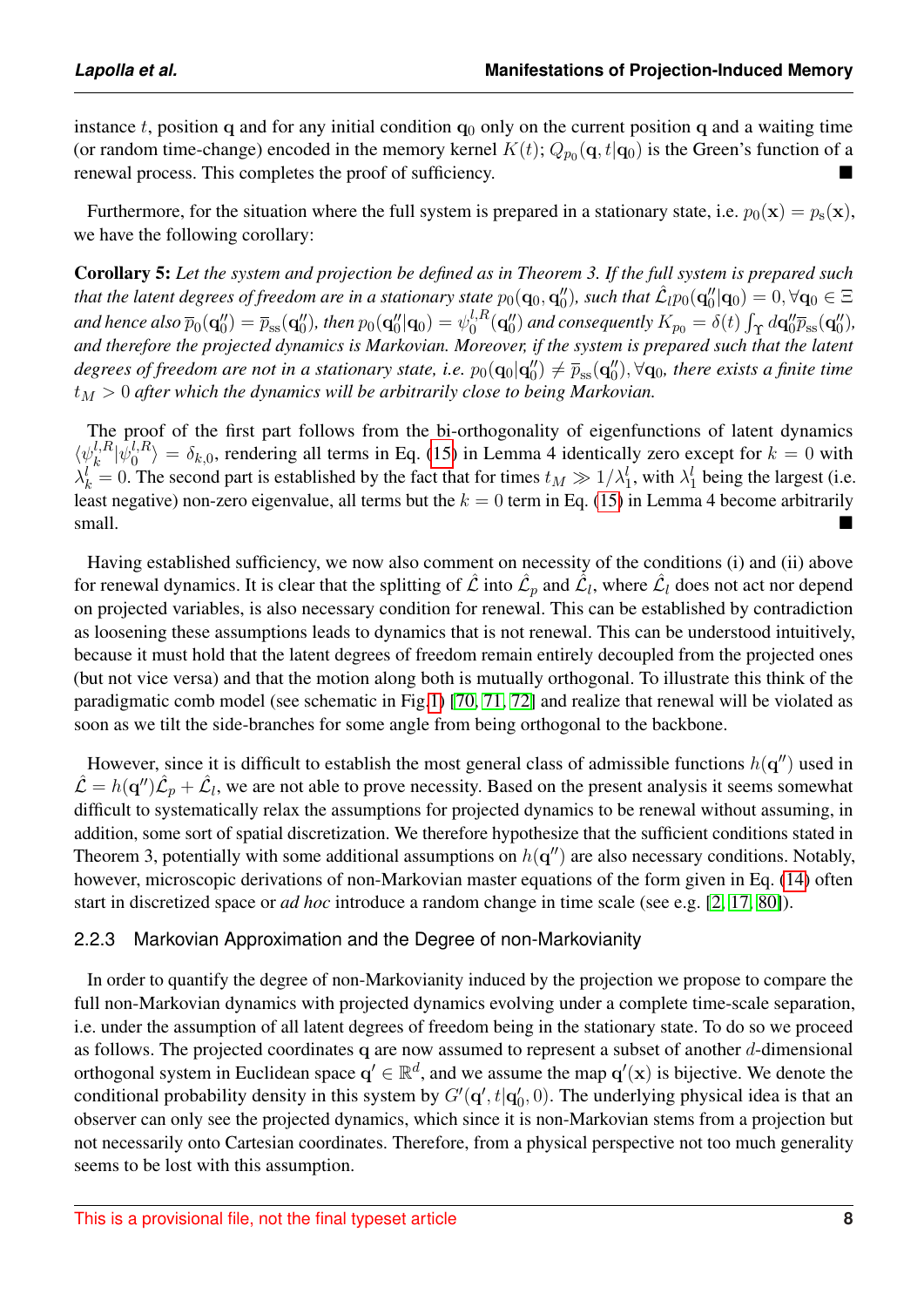instance $t$, position $\mathbf{q}$ and for any initial condition $\mathbf{q}_0$ only on the current position $\mathbf{q}$ and a waiting time (or random time-change) encoded in the memory kernel $K(t)$; $Q_{p_0}(\mathbf{q}, t|\mathbf{q}_0)$ is the Green's function of a renewal process. This completes the proof of sufficiency. ■

Furthermore, for the situation where the full system is prepared in a stationary state, i.e. $p_0(\mathbf{x}) = p_{\rm s}(\mathbf{x})$, we have the following corollary:

**Corollary 5:** *Let the system and projection be defined as in Theorem 3. If the full system is prepared such that the latent degrees of freedom are in a stationary state* $p_0(\mathbf{q}_0, \mathbf{q}_0'')$*, such that* $\hat{\mathcal{L}}_l p_0(\mathbf{q}_0''|\mathbf{q}_0) = 0, \forall \mathbf{q}_0 \in \Xi$ *and hence also* $\overline{p}_0(\mathbf{q}_0'') = \overline{p}_{\rm ss}(\mathbf{q}_0'')$*, then* $p_0(\mathbf{q}_0''|\mathbf{q}_0) = \psi_0^{l,R}(\mathbf{q}_0'')$ *and consequently* $K_{p_0} = \delta(t)\int_\Upsilon d\mathbf{q}_0''\overline{p}_{\rm ss}(\mathbf{q}_0'')$*, and therefore the projected dynamics is Markovian. Moreover, if the system is prepared such that the latent degrees of freedom are not in a stationary state, i.e.* $p_0(\mathbf{q}_0|\mathbf{q}_0'') \neq \overline{p}_{\rm ss}(\mathbf{q}_0''), \forall \mathbf{q}_0$*, there exists a finite time* $t_M > 0$ *after which the dynamics will be arbitrarily close to being Markovian.*

The proof of the first part follows from the bi-orthogonality of eigenfunctions of latent dynamics $\langle \psi_k^{l,R} | \psi_0^{l,R} \rangle = \delta_{k,0}$, rendering all terms in Eq. (15) in Lemma 4 identically zero except for $k = 0$ with $\lambda_k^l = 0$. The second part is established by the fact that for times $t_M \gg 1/\lambda_1^l$, with $\lambda_1^l$ being the largest (i.e. least negative) non-zero eigenvalue, all terms but the $k = 0$ term in Eq. (15) in Lemma 4 become arbitrarily small. ■

Having established sufficiency, we now also comment on necessity of the conditions (i) and (ii) above for renewal dynamics. It is clear that the splitting of $\hat{\mathcal{L}}$ into $\hat{\mathcal{L}}_p$ and $\hat{\mathcal{L}}_l$, where $\hat{\mathcal{L}}_l$ does not act nor depend on projected variables, is also necessary condition for renewal. This can be established by contradiction as loosening these assumptions leads to dynamics that is not renewal. This can be understood intuitively, because it must hold that the latent degrees of freedom remain entirely decoupled from the projected ones (but not vice versa) and that the motion along both is mutually orthogonal. To illustrate this think of the paradigmatic comb model (see schematic in Fig.1) [70, 71, 72] and realize that renewal will be violated as soon as we tilt the side-branches for some angle from being orthogonal to the backbone.

However, since it is difficult to establish the most general class of admissible functions $h(\mathbf{q}'')$ used in $\hat{\mathcal{L}} = h(\mathbf{q}'')\hat{\mathcal{L}}_p + \hat{\mathcal{L}}_l$, we are not able to prove necessity. Based on the present analysis it seems somewhat difficult to systematically relax the assumptions for projected dynamics to be renewal without assuming, in addition, some sort of spatial discretization. We therefore hypothesize that the sufficient conditions stated in Theorem 3, potentially with some additional assumptions on $h(\mathbf{q}'')$ are also necessary conditions. Notably, however, microscopic derivations of non-Markovian master equations of the form given in Eq. (14) often start in discretized space or *ad hoc* introduce a random change in time scale (see e.g. [2, 17, 80]).

### 2.2.3 Markovian Approximation and the Degree of non-Markovianity

In order to quantify the degree of non-Markovianity induced by the projection we propose to compare the full non-Markovian dynamics with projected dynamics evolving under a complete time-scale separation, i.e. under the assumption of all latent degrees of freedom being in the stationary state. To do so we proceed as follows. The projected coordinates $\mathbf{q}$ are now assumed to represent a subset of another $d$-dimensional orthogonal system in Euclidean space $\mathbf{q}' \in \mathbb{R}^d$, and we assume the map $\mathbf{q}'(\mathbf{x})$ is bijective. We denote the conditional probability density in this system by $G'(\mathbf{q}', t|\mathbf{q}_0', 0)$. The underlying physical idea is that an observer can only see the projected dynamics, which since it is non-Markovian stems from a projection but not necessarily onto Cartesian coordinates. Therefore, from a physical perspective not too much generality seems to be lost with this assumption.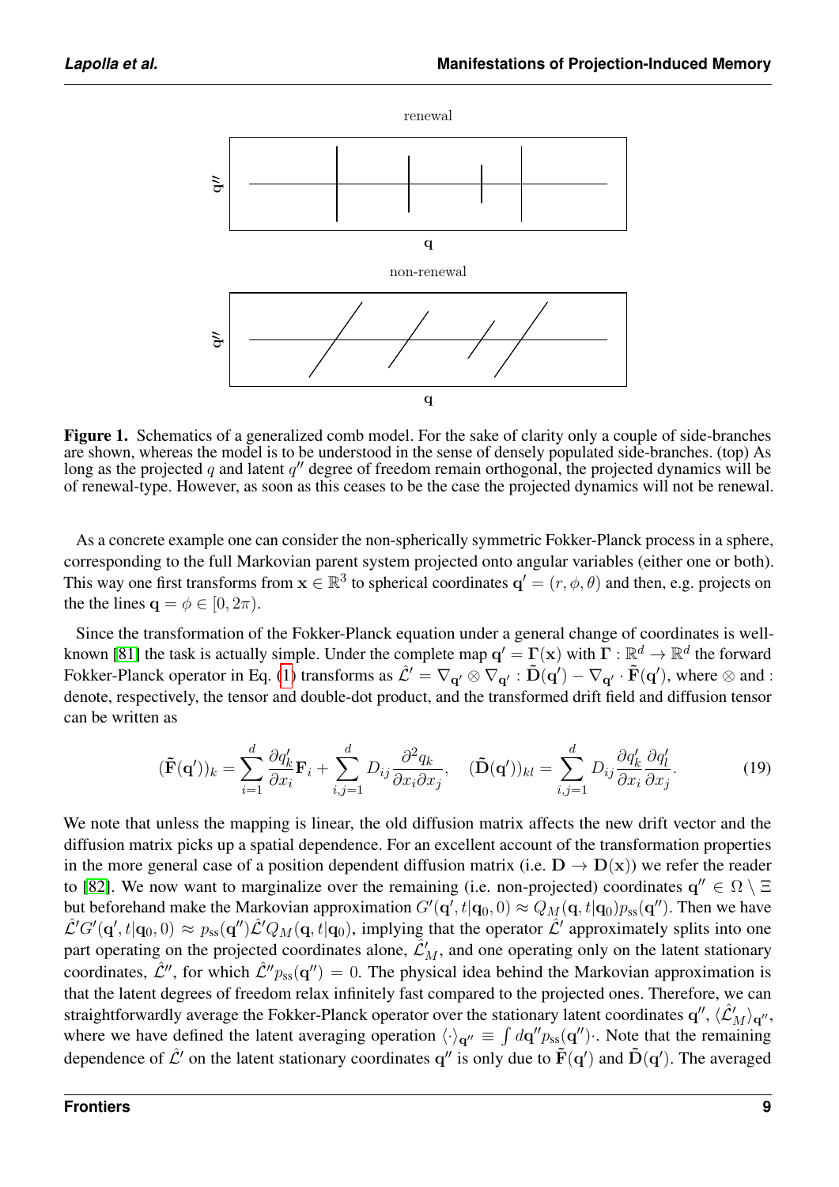**Figure 1.** Schematics of a generalized comb model. For the sake of clarity only a couple of side-branches are shown, whereas the model is to be understood in the sense of densely populated side-branches. (top) As long as the projected $q$ and latent $q''$ degree of freedom remain orthogonal, the projected dynamics will be of renewal-type. However, as soon as this ceases to be the case the projected dynamics will not be renewal.

As a concrete example one can consider the non-spherically symmetric Fokker-Planck process in a sphere, corresponding to the full Markovian parent system projected onto angular variables (either one or both). This way one first transforms from $\mathbf{x} \in \mathbb{R}^3$ to spherical coordinates $\mathbf{q}' = (r, \phi, \theta)$ and then, e.g. projects on the the lines $\mathbf{q} = \phi \in [0, 2\pi)$.

Since the transformation of the Fokker-Planck equation under a general change of coordinates is well-known [81] the task is actually simple. Under the complete map $\mathbf{q}' = \boldsymbol{\Gamma}(\mathbf{x})$ with $\boldsymbol{\Gamma} : \mathbb{R}^d \to \mathbb{R}^d$ the forward Fokker-Planck operator in Eq. (1) transforms as $\hat{\mathcal{L}}' = \nabla_{\mathbf{q}'} \otimes \nabla_{\mathbf{q}'} : \tilde{\mathbf{D}}(\mathbf{q}') - \nabla_{\mathbf{q}'} \cdot \tilde{\mathbf{F}}(\mathbf{q}')$, where $\otimes$ and $:$ denote, respectively, the tensor and double-dot product, and the transformed drift field and diffusion tensor can be written as

$$(\tilde{\mathbf{F}}(\mathbf{q}'))_k = \sum_{i=1}^{d} \frac{\partial q'_k}{\partial x_i} \mathbf{F}_i + \sum_{i,j=1}^{d} D_{ij} \frac{\partial^2 q_k}{\partial x_i \partial x_j}, \quad (\tilde{\mathbf{D}}(\mathbf{q}'))_{kl} = \sum_{i,j=1}^{d} D_{ij} \frac{\partial q'_k}{\partial x_i} \frac{\partial q'_l}{\partial x_j}. \tag{19}$$

We note that unless the mapping is linear, the old diffusion matrix affects the new drift vector and the diffusion matrix picks up a spatial dependence. For an excellent account of the transformation properties in the more general case of a position dependent diffusion matrix (i.e. $\mathbf{D} \to \mathbf{D}(\mathbf{x})$) we refer the reader to [82]. We now want to marginalize over the remaining (i.e. non-projected) coordinates $\mathbf{q}'' \in \Omega \setminus \Xi$ but beforehand make the Markovian approximation $G'(\mathbf{q}', t|\mathbf{q}_0, 0) \approx Q_M(\mathbf{q}, t|\mathbf{q}_0) p_{\rm ss}(\mathbf{q}'')$. Then we have $\hat{\mathcal{L}}' G'(\mathbf{q}', t|\mathbf{q}_0, 0) \approx p_{\rm ss}(\mathbf{q}'') \hat{\mathcal{L}}' Q_M(\mathbf{q}, t|\mathbf{q}_0)$, implying that the operator $\hat{\mathcal{L}}'$ approximately splits into one part operating on the projected coordinates alone, $\hat{\mathcal{L}}'_M$, and one operating only on the latent stationary coordinates, $\hat{\mathcal{L}}''$, for which $\hat{\mathcal{L}}'' p_{\rm ss}(\mathbf{q}'') = 0$. The physical idea behind the Markovian approximation is that the latent degrees of freedom relax infinitely fast compared to the projected ones. Therefore, we can straightforwardly average the Fokker-Planck operator over the stationary latent coordinates $\mathbf{q}''$, $\langle \hat{\mathcal{L}}'_M \rangle_{\mathbf{q}''}$, where we have defined the latent averaging operation $\langle \cdot \rangle_{\mathbf{q}''} \equiv \int d\mathbf{q}'' p_{\rm ss}(\mathbf{q}'') \cdot$. Note that the remaining dependence of $\hat{\mathcal{L}}'$ on the latent stationary coordinates $\mathbf{q}''$ is only due to $\tilde{\mathbf{F}}(\mathbf{q}')$ and $\tilde{\mathbf{D}}(\mathbf{q}')$. The averaged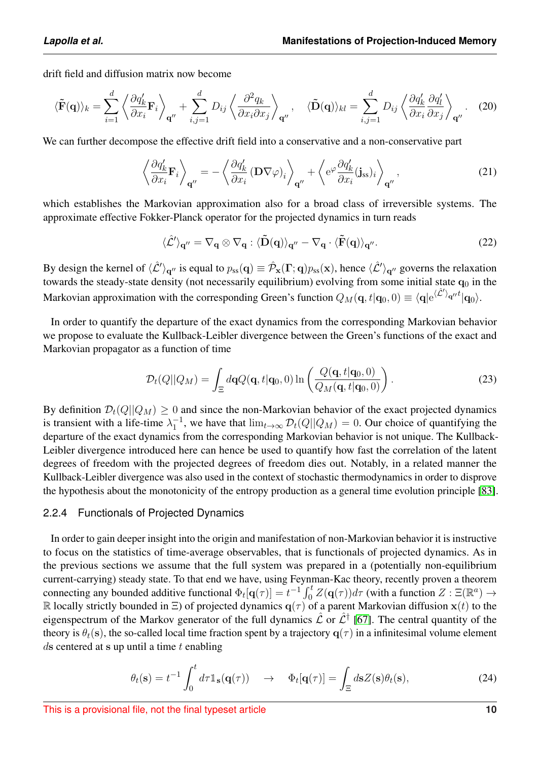drift field and diffusion matrix now become

$$\langle\tilde{\mathbf{F}}(\mathbf{q})\rangle_k = \sum_{i=1}^{d}\left\langle\frac{\partial q_k'}{\partial x_i}\mathbf{F}_i\right\rangle_{\mathbf{q}''} + \sum_{i,j=1}^{d} D_{ij}\left\langle\frac{\partial^2 q_k}{\partial x_i \partial x_j}\right\rangle_{\mathbf{q}''}, \quad \langle\tilde{\mathbf{D}}(\mathbf{q})\rangle_{kl} = \sum_{i,j=1}^{d} D_{ij}\left\langle\frac{\partial q_k'}{\partial x_i}\frac{\partial q_l'}{\partial x_j}\right\rangle_{\mathbf{q}''}. \tag{20}$$

We can further decompose the effective drift field into a conservative and a non-conservative part

$$\left\langle\frac{\partial q_k'}{\partial x_i}\mathbf{F}_i\right\rangle_{\mathbf{q}''} = -\left\langle\frac{\partial q_k'}{\partial x_i}\left(\mathbf{D}\nabla\varphi\right)_i\right\rangle_{\mathbf{q}''} + \left\langle \mathrm{e}^{\varphi}\frac{\partial q_k'}{\partial x_i}(\mathbf{j}_{\mathrm{ss}})_i\right\rangle_{\mathbf{q}''}, \tag{21}$$

which establishes the Markovian approximation also for a broad class of irreversible systems. The approximate effective Fokker-Planck operator for the projected dynamics in turn reads

$$\langle\hat{\mathcal{L}}'\rangle_{\mathbf{q}''} = \nabla_{\mathbf{q}}\otimes\nabla_{\mathbf{q}} : \langle\tilde{\mathbf{D}}(\mathbf{q})\rangle_{\mathbf{q}''} - \nabla_{\mathbf{q}}\cdot\langle\tilde{\mathbf{F}}(\mathbf{q})\rangle_{\mathbf{q}''}. \tag{22}$$

By design the kernel of $\langle\hat{\mathcal{L}}'\rangle_{\mathbf{q}''}$ is equal to $p_{\mathrm{ss}}(\mathbf{q}) \equiv \hat{\mathcal{P}}_{\mathbf{x}}(\mathbf{\Gamma};\mathbf{q})p_{\mathrm{ss}}(\mathbf{x})$, hence $\langle\hat{\mathcal{L}}'\rangle_{\mathbf{q}''}$ governs the relaxation towards the steady-state density (not necessarily equilibrium) evolving from some initial state $\mathbf{q}_0$ in the Markovian approximation with the corresponding Green's function $Q_M(\mathbf{q},t|\mathbf{q}_0,0) \equiv \langle\mathbf{q}|\mathrm{e}^{\langle\hat{\mathcal{L}}'\rangle_{\mathbf{q}''}t}|\mathbf{q}_0\rangle$.

In order to quantify the departure of the exact dynamics from the corresponding Markovian behavior we propose to evaluate the Kullback-Leibler divergence between the Green's functions of the exact and Markovian propagator as a function of time

$$\mathcal{D}_t(Q||Q_M) = \int_{\Xi} d\mathbf{q}Q(\mathbf{q},t|\mathbf{q}_0,0)\ln\left(\frac{Q(\mathbf{q},t|\mathbf{q}_0,0)}{Q_M(\mathbf{q},t|\mathbf{q}_0,0)}\right). \tag{23}$$

By definition $\mathcal{D}_t(Q||Q_M) \geq 0$ and since the non-Markovian behavior of the exact projected dynamics is transient with a life-time $\lambda_1^{-1}$, we have that $\lim_{t\to\infty}\mathcal{D}_t(Q||Q_M) = 0$. Our choice of quantifying the departure of the exact dynamics from the corresponding Markovian behavior is not unique. The Kullback-Leibler divergence introduced here can hence be used to quantify how fast the correlation of the latent degrees of freedom with the projected degrees of freedom dies out. Notably, in a related manner the Kullback-Leibler divergence was also used in the context of stochastic thermodynamics in order to disprove the hypothesis about the monotonicity of the entropy production as a general time evolution principle [83].

### 2.2.4 Functionals of Projected Dynamics

In order to gain deeper insight into the origin and manifestation of non-Markovian behavior it is instructive to focus on the statistics of time-average observables, that is functionals of projected dynamics. As in the previous sections we assume that the full system was prepared in a (potentially non-equilibrium current-carrying) steady state. To that end we have, using Feynman-Kac theory, recently proven a theorem connecting any bounded additive functional $\Phi_t[\mathbf{q}(\tau)] = t^{-1}\int_0^t Z(\mathbf{q}(\tau))d\tau$ (with a function $Z:\Xi(\mathbb{R}^a)\to\mathbb{R}$ locally strictly bounded in $\Xi$) of projected dynamics $\mathbf{q}(\tau)$ of a parent Markovian diffusion $\mathbf{x}(t)$ to the eigenspectrum of the Markov generator of the full dynamics $\hat{\mathcal{L}}$ or $\hat{\mathcal{L}}^{\dagger}$ [67]. The central quantity of the theory is $\theta_t(\mathbf{s})$, the so-called local time fraction spent by a trajectory $\mathbf{q}(\tau)$ in a infinitesimal volume element $d\mathbf{s}$ centered at $\mathbf{s}$ up until a time $t$ enabling

$$\theta_t(\mathbf{s}) = t^{-1}\int_0^t d\tau \mathbb{1}_{\mathbf{s}}(\mathbf{q}(\tau)) \quad\rightarrow\quad \Phi_t[\mathbf{q}(\tau)] = \int_{\Xi} d\mathbf{s}Z(\mathbf{s})\theta_t(\mathbf{s}), \tag{24}$$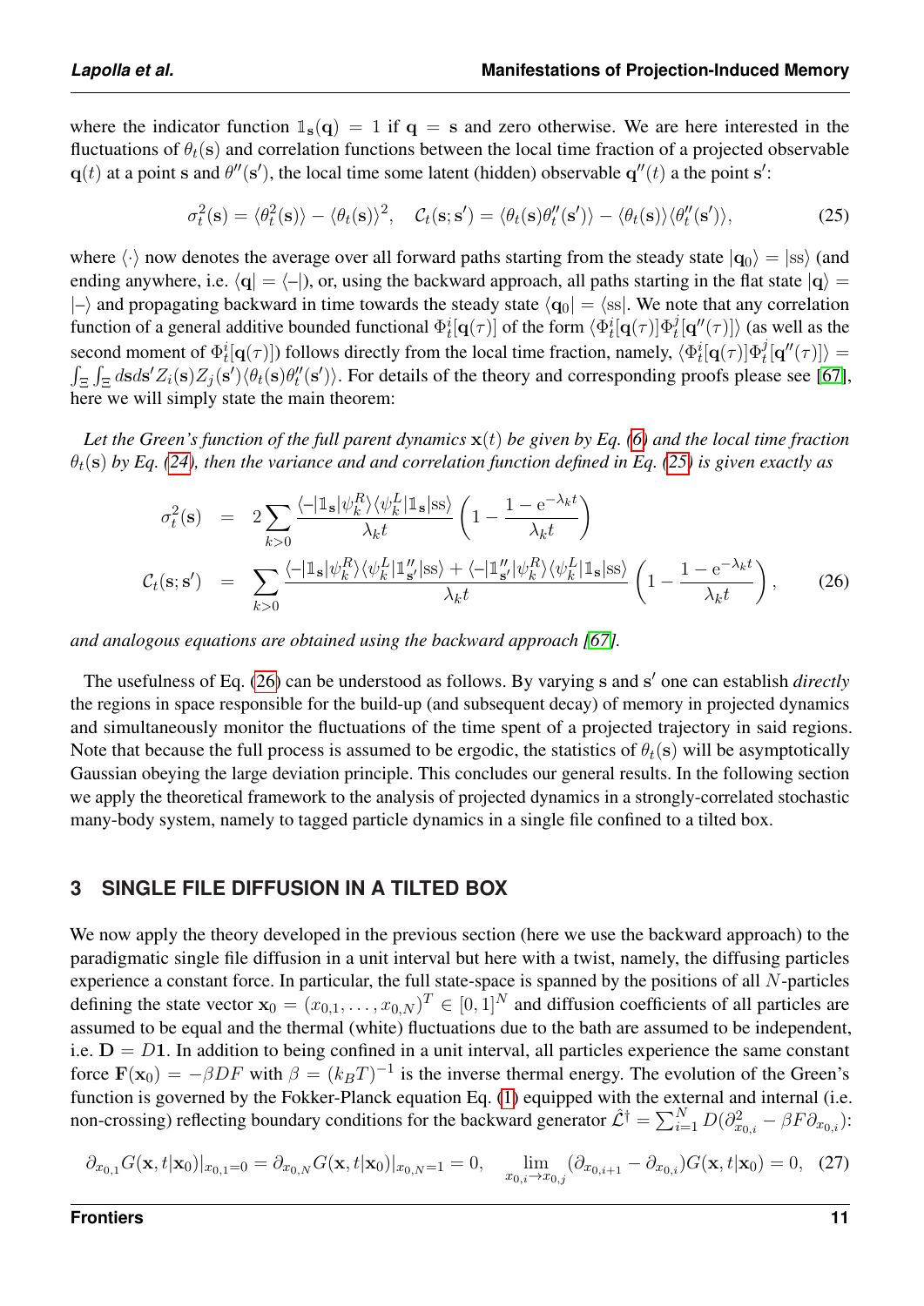where the indicator function $\mathbb{1}_{\rm s}(\mathbf{q}) = 1$ if $\mathbf{q} = {\rm s}$ and zero otherwise. We are here interested in the fluctuations of $\theta_t({\rm s})$ and correlation functions between the local time fraction of a projected observable $\mathbf{q}(t)$ at a point s and $\theta''({\rm s}')$, the local time some latent (hidden) observable $\mathbf{q}''(t)$ a the point ${\rm s}'$:

$$\sigma_t^2({\rm s}) = \langle \theta_t^2({\rm s})\rangle - \langle \theta_t({\rm s})\rangle^2, \quad \mathcal{C}_t({\rm s};{\rm s}') = \langle \theta_t({\rm s})\theta_t''({\rm s}')\rangle - \langle \theta_t({\rm s})\rangle\langle \theta_t''({\rm s}')\rangle, \tag{25}$$

where $\langle\cdot\rangle$ now denotes the average over all forward paths starting from the steady state $|\mathbf{q}_0\rangle = |{\rm ss}\rangle$ (and ending anywhere, i.e. $\langle \mathbf{q}| = \langle -|$), or, using the backward approach, all paths starting in the flat state $|\mathbf{q}\rangle = |-\rangle$ and propagating backward in time towards the steady state $\langle \mathbf{q}_0| = \langle {\rm ss}|$. We note that any correlation function of a general additive bounded functional $\Phi_t^i[\mathbf{q}(\tau)]$ of the form $\langle \Phi_t^i[\mathbf{q}(\tau)]\Phi_t^j[\mathbf{q}''(\tau)]\rangle$ (as well as the second moment of $\Phi_t^i[\mathbf{q}(\tau)]$) follows directly from the local time fraction, namely, $\langle \Phi_t^i[\mathbf{q}(\tau)]\Phi_t^j[\mathbf{q}''(\tau)]\rangle = \int_\Xi\int_\Xi d{\rm s}d{\rm s}' Z_i({\rm s})Z_j({\rm s}')\langle \theta_t({\rm s})\theta_t''({\rm s}')\rangle$. For details of the theory and corresponding proofs please see [67], here we will simply state the main theorem:

*Let the Green's function of the full parent dynamics $\mathbf{x}(t)$ be given by Eq. (6) and the local time fraction $\theta_t({\rm s})$ by Eq. (24), then the variance and and correlation function defined in Eq. (25) is given exactly as*

$$\begin{aligned}
\sigma_t^2({\rm s}) &= 2\sum_{k>0}\frac{\langle -|\mathbb{1}_{\rm s}|\psi_k^R\rangle\langle\psi_k^L|\mathbb{1}_{\rm s}|{\rm ss}\rangle}{\lambda_k t}\left(1-\frac{1-{\rm e}^{-\lambda_k t}}{\lambda_k t}\right)\\
\mathcal{C}_t({\rm s};{\rm s}') &= \sum_{k>0}\frac{\langle -|\mathbb{1}_{\rm s}|\psi_k^R\rangle\langle\psi_k^L|\mathbb{1}''_{{\rm s}'}|{\rm ss}\rangle + \langle -|\mathbb{1}''_{{\rm s}'}|\psi_k^R\rangle\langle\psi_k^L|\mathbb{1}_{\rm s}|{\rm ss}\rangle}{\lambda_k t}\left(1-\frac{1-{\rm e}^{-\lambda_k t}}{\lambda_k t}\right),
\end{aligned} \tag{26}$$

*and analogous equations are obtained using the backward approach [67].*

The usefulness of Eq. (26) can be understood as follows. By varying s and ${\rm s}'$ one can establish *directly* the regions in space responsible for the build-up (and subsequent decay) of memory in projected dynamics and simultaneously monitor the fluctuations of the time spent of a projected trajectory in said regions. Note that because the full process is assumed to be ergodic, the statistics of $\theta_t({\rm s})$ will be asymptotically Gaussian obeying the large deviation principle. This concludes our general results. In the following section we apply the theoretical framework to the analysis of projected dynamics in a strongly-correlated stochastic many-body system, namely to tagged particle dynamics in a single file confined to a tilted box.

## 3 SINGLE FILE DIFFUSION IN A TILTED BOX

We now apply the theory developed in the previous section (here we use the backward approach) to the paradigmatic single file diffusion in a unit interval but here with a twist, namely, the diffusing particles experience a constant force. In particular, the full state-space is spanned by the positions of all $N$-particles defining the state vector $\mathbf{x}_0 = (x_{0,1},\ldots,x_{0,N})^T \in [0,1]^N$ and diffusion coefficients of all particles are assumed to be equal and the thermal (white) fluctuations due to the bath are assumed to be independent, i.e. $\mathbf{D} = D\mathbf{1}$. In addition to being confined in a unit interval, all particles experience the same constant force $\mathbf{F}(\mathbf{x}_0) = -\beta DF$ with $\beta = (k_BT)^{-1}$ is the inverse thermal energy. The evolution of the Green's function is governed by the Fokker-Planck equation Eq. (1) equipped with the external and internal (i.e. non-crossing) reflecting boundary conditions for the backward generator $\hat{\mathcal{L}}^\dagger = \sum_{i=1}^N D(\partial^2_{x_{0,i}} - \beta F\partial_{x_{0,i}})$:

$$\partial_{x_{0,1}}G(\mathbf{x},t|\mathbf{x}_0)|_{x_{0,1}=0} = \partial_{x_{0,N}}G(\mathbf{x},t|\mathbf{x}_0)|_{x_{0,N}=1} = 0, \quad \lim_{x_{0,i}\to x_{0,j}}(\partial_{x_{0,i+1}} - \partial_{x_{0,i}})G(\mathbf{x},t|\mathbf{x}_0) = 0, \tag{27}$$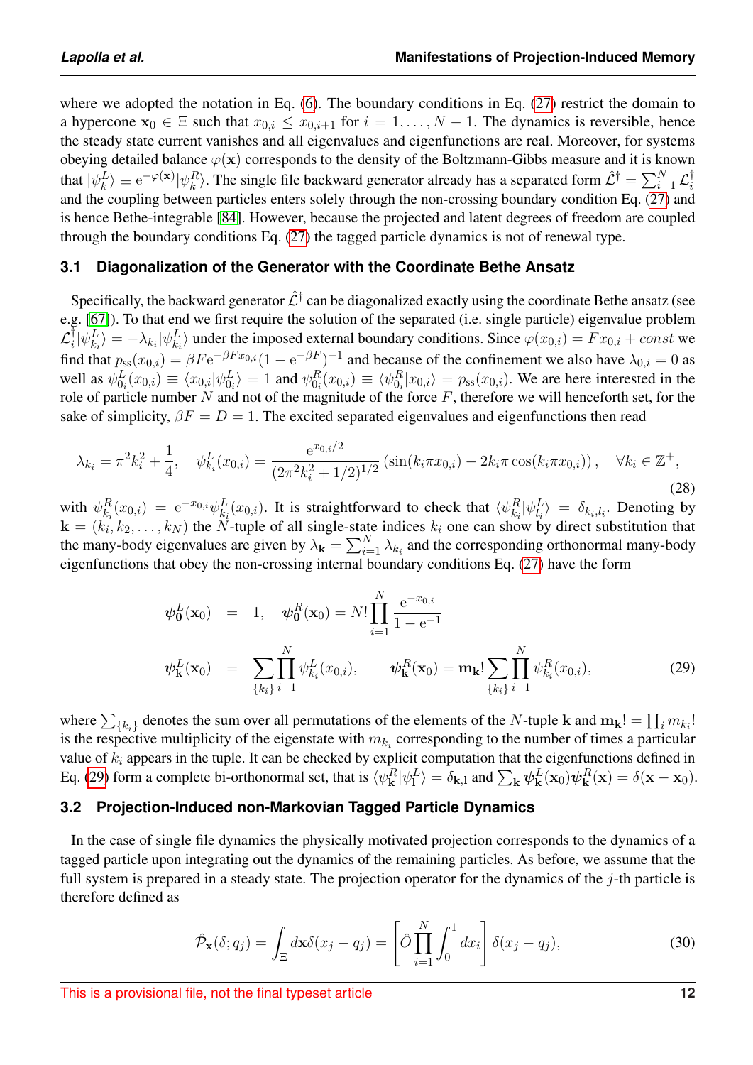where we adopted the notation in Eq. (6). The boundary conditions in Eq. (27) restrict the domain to a hypercone $\mathbf{x}_0 \in \Xi$ such that $x_{0,i} \leq x_{0,i+1}$ for $i = 1, \ldots, N-1$. The dynamics is reversible, hence the steady state current vanishes and all eigenvalues and eigenfunctions are real. Moreover, for systems obeying detailed balance $\varphi(\mathbf{x})$ corresponds to the density of the Boltzmann-Gibbs measure and it is known that $|\psi_k^L\rangle \equiv \mathrm{e}^{-\varphi(\mathbf{x})}|\psi_k^R\rangle$. The single file backward generator already has a separated form $\hat{\mathcal{L}}^\dagger = \sum_{i=1}^N \mathcal{L}_i^\dagger$ and the coupling between particles enters solely through the non-crossing boundary condition Eq. (27) and is hence Bethe-integrable [84]. However, because the projected and latent degrees of freedom are coupled through the boundary conditions Eq. (27) the tagged particle dynamics is not of renewal type.

## 3.1 Diagonalization of the Generator with the Coordinate Bethe Ansatz

Specifically, the backward generator $\hat{\mathcal{L}}^\dagger$ can be diagonalized exactly using the coordinate Bethe ansatz (see e.g. [67]). To that end we first require the solution of the separated (i.e. single particle) eigenvalue problem $\mathcal{L}_i^\dagger|\psi_{k_i}^L\rangle = -\lambda_{k_i}|\psi_{k_i}^L\rangle$ under the imposed external boundary conditions. Since $\varphi(x_{0,i}) = Fx_{0,i} + const$ we find that $p_{\mathrm{ss}}(x_{0,i}) = \beta F \mathrm{e}^{-\beta F x_{0,i}}(1-\mathrm{e}^{-\beta F})^{-1}$ and because of the confinement we also have $\lambda_{0,i} = 0$ as well as $\psi_{0_i}^L(x_{0,i}) \equiv \langle x_{0,i}|\psi_{0_i}^L\rangle = 1$ and $\psi_{0_i}^R(x_{0,i}) \equiv \langle \psi_{0_i}^R|x_{0,i}\rangle = p_{\mathrm{ss}}(x_{0,i})$. We are here interested in the role of particle number $N$ and not of the magnitude of the force $F$, therefore we will henceforth set, for the sake of simplicity, $\beta F = D = 1$. The excited separated eigenvalues and eigenfunctions then read

$$
\lambda_{k_i} = \pi^2 k_i^2 + \frac{1}{4}, \quad \psi_{k_i}^L(x_{0,i}) = \frac{\mathrm{e}^{x_{0,i}/2}}{(2\pi^2 k_i^2 + 1/2)^{1/2}}\left(\sin(k_i\pi x_{0,i}) - 2k_i\pi\cos(k_i\pi x_{0,i})\right), \quad \forall k_i \in \mathbb{Z}^+, \tag{28}
$$

with $\psi_{k_i}^R(x_{0,i}) = \mathrm{e}^{-x_{0,i}}\psi_{k_i}^L(x_{0,i})$. It is straightforward to check that $\langle \psi_{k_i}^R|\psi_{l_i}^L\rangle = \delta_{k_i,l_i}$. Denoting by $\mathbf{k} = (k_1, k_2, \ldots, k_N)$ the $N$-tuple of all single-state indices $k_i$ one can show by direct substitution that the many-body eigenvalues are given by $\lambda_{\mathbf{k}} = \sum_{i=1}^N \lambda_{k_i}$ and the corresponding orthonormal many-body eigenfunctions that obey the non-crossing internal boundary conditions Eq. (27) have the form

$$
\begin{aligned}
\boldsymbol{\psi}_{\mathbf{0}}^L(\mathbf{x}_0) &= 1, \quad \boldsymbol{\psi}_{\mathbf{0}}^R(\mathbf{x}_0) = N!\prod_{i=1}^N \frac{\mathrm{e}^{-x_{0,i}}}{1-\mathrm{e}^{-1}} \\
\boldsymbol{\psi}_{\mathbf{k}}^L(\mathbf{x}_0) &= \sum_{\{k_i\}}\prod_{i=1}^N \psi_{k_i}^L(x_{0,i}), \qquad \boldsymbol{\psi}_{\mathbf{k}}^R(\mathbf{x}_0) = \mathbf{m}_{\mathbf{k}}!\sum_{\{k_i\}}\prod_{i=1}^N \psi_{k_i}^R(x_{0,i}),
\end{aligned} \tag{29}
$$

where $\sum_{\{k_i\}}$ denotes the sum over all permutations of the elements of the $N$-tuple $\mathbf{k}$ and $\mathbf{m}_{\mathbf{k}}! = \prod_i m_{k_i}!$ is the respective multiplicity of the eigenstate with $m_{k_i}$ corresponding to the number of times a particular value of $k_i$ appears in the tuple. It can be checked by explicit computation that the eigenfunctions defined in Eq. (29) form a complete bi-orthonormal set, that is $\langle \psi_{\mathbf{k}}^R|\psi_{\mathbf{l}}^L\rangle = \delta_{\mathbf{k},\mathbf{l}}$ and $\sum_{\mathbf{k}} \boldsymbol{\psi}_{\mathbf{k}}^L(\mathbf{x}_0)\boldsymbol{\psi}_{\mathbf{k}}^R(\mathbf{x}) = \delta(\mathbf{x}-\mathbf{x}_0)$.

## 3.2 Projection-Induced non-Markovian Tagged Particle Dynamics

In the case of single file dynamics the physically motivated projection corresponds to the dynamics of a tagged particle upon integrating out the dynamics of the remaining particles. As before, we assume that the full system is prepared in a steady state. The projection operator for the dynamics of the $j$-th particle is therefore defined as

$$
\hat{\mathcal{P}}_{\mathbf{x}}(\delta; q_j) = \int_\Xi d\mathbf{x}\,\delta(x_j - q_j) = \left[\hat{O}\prod_{i=1}^N \int_0^1 dx_i\right]\delta(x_j - q_j), \tag{30}
$$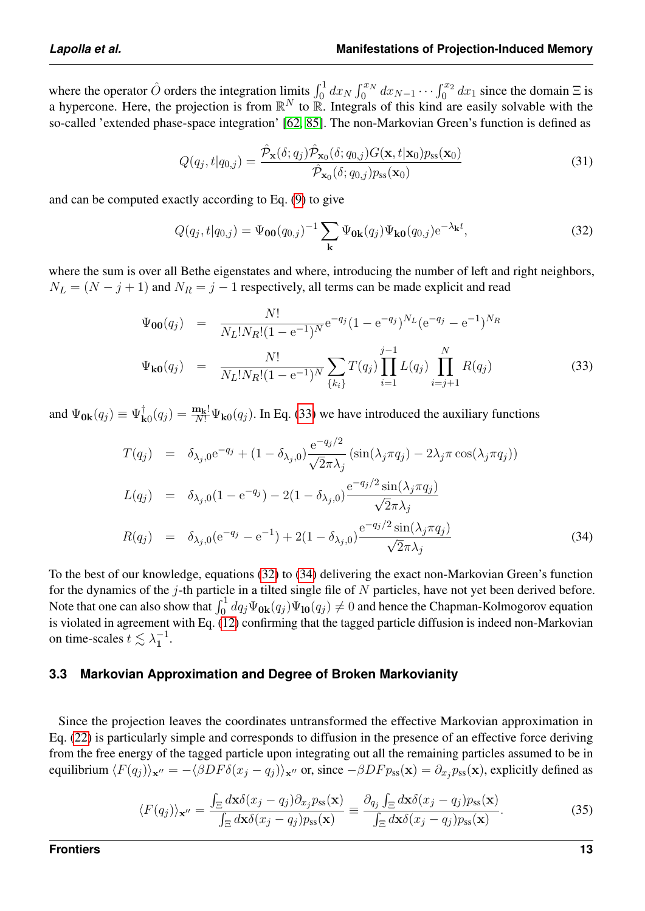where the operator $\hat{O}$ orders the integration limits $\int_0^1 dx_N \int_0^{x_N} dx_{N-1} \cdots \int_0^{x_2} dx_1$ since the domain $\Xi$ is a hypercone. Here, the projection is from $\mathbb{R}^N$ to $\mathbb{R}$. Integrals of this kind are easily solvable with the so-called 'extended phase-space integration' [62, 85]. The non-Markovian Green's function is defined as

$$
Q(q_j, t|q_{0,j}) = \frac{\hat{\mathcal{P}}_{\mathbf{x}}(\delta; q_j)\hat{\mathcal{P}}_{\mathbf{x}_0}(\delta; q_{0,j})G(\mathbf{x}, t|\mathbf{x}_0)p_{\mathrm{ss}}(\mathbf{x}_0)}{\hat{\mathcal{P}}_{\mathbf{x}_0}(\delta; q_{0,j})p_{\mathrm{ss}}(\mathbf{x}_0)} \tag{31}
$$

and can be computed exactly according to Eq. (9) to give

$$
Q(q_j, t|q_{0,j}) = \Psi_{\mathbf{00}}(q_{0,j})^{-1} \sum_{\mathbf{k}} \Psi_{\mathbf{0k}}(q_j)\Psi_{\mathbf{k0}}(q_{0,j})\mathrm{e}^{-\lambda_{\mathbf{k}} t}, \tag{32}
$$

where the sum is over all Bethe eigenstates and where, introducing the number of left and right neighbors, $N_L = (N - j + 1)$ and $N_R = j - 1$ respectively, all terms can be made explicit and read

$$
\begin{aligned}
\Psi_{\mathbf{00}}(q_j) &= \frac{N!}{N_L! N_R! (1 - \mathrm{e}^{-1})^N} \mathrm{e}^{-q_j}(1 - \mathrm{e}^{-q_j})^{N_L}(\mathrm{e}^{-q_j} - \mathrm{e}^{-1})^{N_R} \\
\Psi_{\mathbf{k0}}(q_j) &= \frac{N!}{N_L! N_R! (1 - \mathrm{e}^{-1})^N} \sum_{\{k_i\}} T(q_j) \prod_{i=1}^{j-1} L(q_j) \prod_{i=j+1}^{N} R(q_j)
\end{aligned} \tag{33}
$$

and $\Psi_{\mathbf{0k}}(q_j) \equiv \Psi^{\dagger}_{\mathbf{k0}}(q_j) = \frac{\mathbf{m_k}!}{N!}\Psi_{\mathbf{k0}}(q_j)$. In Eq. (33) we have introduced the auxiliary functions

$$
\begin{aligned}
T(q_j) &= \delta_{\lambda_j,0}\mathrm{e}^{-q_j} + (1 - \delta_{\lambda_j,0})\frac{\mathrm{e}^{-q_j/2}}{\sqrt{2\pi\lambda_j}}\left(\sin(\lambda_j \pi q_j) - 2\lambda_j \pi \cos(\lambda_j \pi q_j)\right) \\
L(q_j) &= \delta_{\lambda_j,0}(1 - \mathrm{e}^{-q_j}) - 2(1 - \delta_{\lambda_j,0})\frac{\mathrm{e}^{-q_j/2}\sin(\lambda_j \pi q_j)}{\sqrt{2\pi}\lambda_j} \\
R(q_j) &= \delta_{\lambda_j,0}(\mathrm{e}^{-q_j} - \mathrm{e}^{-1}) + 2(1 - \delta_{\lambda_j,0})\frac{\mathrm{e}^{-q_j/2}\sin(\lambda_j \pi q_j)}{\sqrt{2\pi}\lambda_j}
\end{aligned} \tag{34}
$$

To the best of our knowledge, equations (32) to (34) delivering the exact non-Markovian Green's function for the dynamics of the $j$-th particle in a tilted single file of $N$ particles, have not yet been derived before. Note that one can also show that $\int_0^1 dq_j \Psi_{\mathbf{0k}}(q_j)\Psi_{\mathbf{10}}(q_j) \neq 0$ and hence the Chapman-Kolmogorov equation is violated in agreement with Eq. (12) confirming that the tagged particle diffusion is indeed non-Markovian on time-scales $t \lesssim \lambda_{\mathbf{1}}^{-1}$.

### 3.3 Markovian Approximation and Degree of Broken Markovianity

Since the projection leaves the coordinates untransformed the effective Markovian approximation in Eq. (22) is particularly simple and corresponds to diffusion in the presence of an effective force deriving from the free energy of the tagged particle upon integrating out all the remaining particles assumed to be in equilibrium $\langle F(q_j)\rangle_{\mathbf{x}''} = -\langle \beta D F \delta(x_j - q_j)\rangle_{\mathbf{x}''}$ or, since $-\beta D F p_{\mathrm{ss}}(\mathbf{x}) = \partial_{x_j} p_{\mathrm{ss}}(\mathbf{x})$, explicitly defined as

$$
\langle F(q_j)\rangle_{\mathbf{x}''} = \frac{\int_{\Xi} d\mathbf{x}\delta(x_j - q_j)\partial_{x_j} p_{\mathrm{ss}}(\mathbf{x})}{\int_{\Xi} d\mathbf{x}\delta(x_j - q_j)p_{\mathrm{ss}}(\mathbf{x})} \equiv \frac{\partial_{q_j}\int_{\Xi} d\mathbf{x}\delta(x_j - q_j)p_{\mathrm{ss}}(\mathbf{x})}{\int_{\Xi} d\mathbf{x}\delta(x_j - q_j)p_{\mathrm{ss}}(\mathbf{x})}. \tag{35}
$$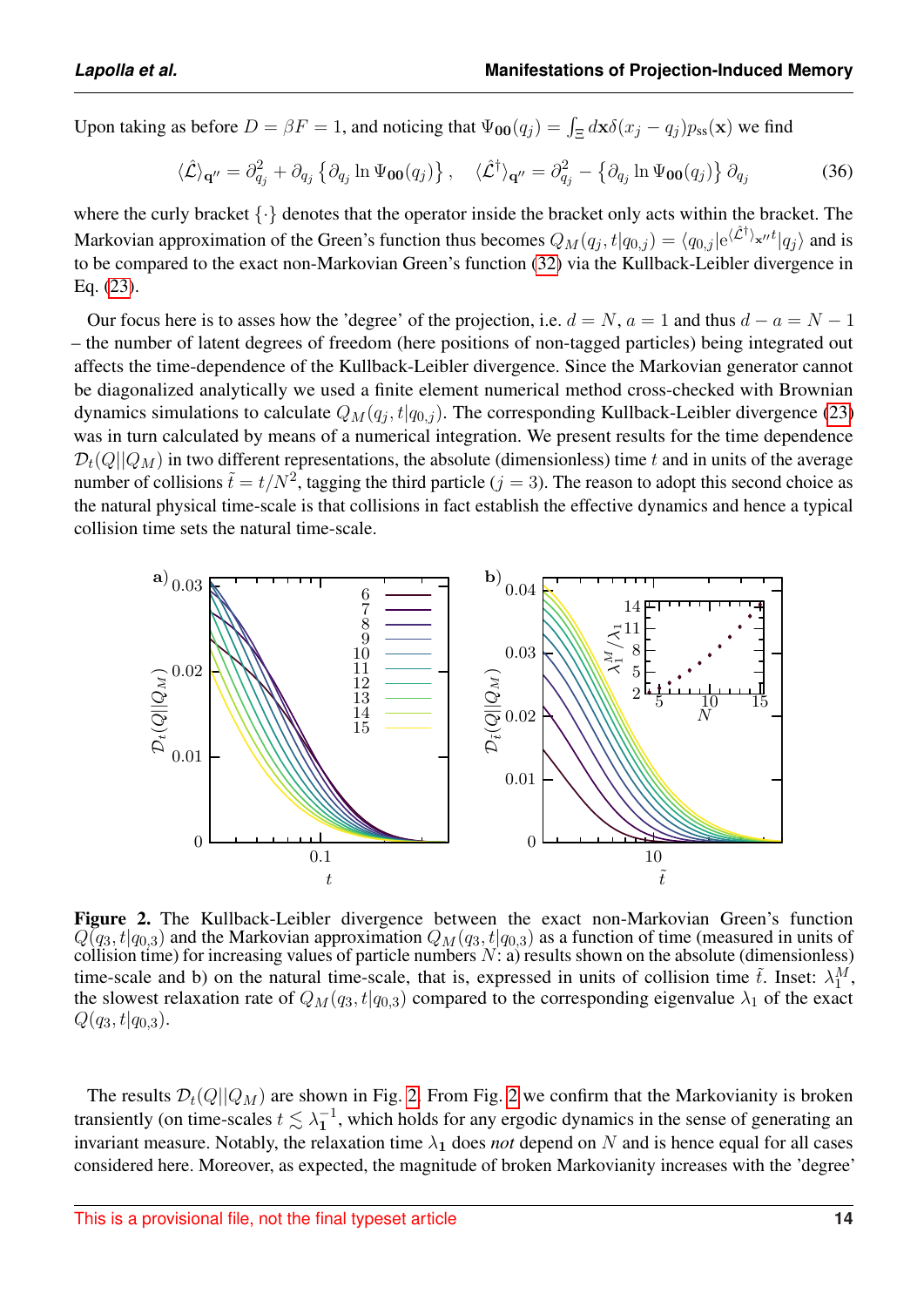Upon taking as before $D = \beta F = 1$, and noticing that $\Psi_{\mathbf{00}}(q_j) = \int_\Xi d\mathbf{x}\delta(x_j - q_j)p_{\rm ss}(\mathbf{x})$ we find

$$\langle\hat{\mathcal{L}}\rangle_{\mathbf{q}''} = \partial_{q_j}^2 + \partial_{q_j}\left\{\partial_{q_j}\ln\Psi_{\mathbf{00}}(q_j)\right\}, \quad \langle\hat{\mathcal{L}}^\dagger\rangle_{\mathbf{q}''} = \partial_{q_j}^2 - \left\{\partial_{q_j}\ln\Psi_{\mathbf{00}}(q_j)\right\}\partial_{q_j} \tag{36}$$

where the curly bracket $\{\cdot\}$ denotes that the operator inside the bracket only acts within the bracket. The Markovian approximation of the Green's function thus becomes $Q_M(q_j, t|q_{0,j}) = \langle q_{0,j}|\mathrm{e}^{\langle\hat{\mathcal{L}}^\dagger\rangle_{\mathbf{x}''}t}|q_j\rangle$ and is to be compared to the exact non-Markovian Green's function (32) via the Kullback-Leibler divergence in Eq. (23).

Our focus here is to asses how the 'degree' of the projection, i.e. $d = N$, $a = 1$ and thus $d - a = N - 1$ – the number of latent degrees of freedom (here positions of non-tagged particles) being integrated out affects the time-dependence of the Kullback-Leibler divergence. Since the Markovian generator cannot be diagonalized analytically we used a finite element numerical method cross-checked with Brownian dynamics simulations to calculate $Q_M(q_j, t|q_{0,j})$. The corresponding Kullback-Leibler divergence (23) was in turn calculated by means of a numerical integration. We present results for the time dependence $\mathcal{D}_t(Q||Q_M)$ in two different representations, the absolute (dimensionless) time $t$ and in units of the average number of collisions $\tilde{t} = t/N^2$, tagging the third particle ($j = 3$). The reason to adopt this second choice as the natural physical time-scale is that collisions in fact establish the effective dynamics and hence a typical collision time sets the natural time-scale.

**Figure 2.** The Kullback-Leibler divergence between the exact non-Markovian Green's function $Q(q_3, t|q_{0,3})$ and the Markovian approximation $Q_M(q_3, t|q_{0,3})$ as a function of time (measured in units of collision time) for increasing values of particle numbers $N$: a) results shown on the absolute (dimensionless) time-scale and b) on the natural time-scale, that is, expressed in units of collision time $\tilde{t}$. Inset: $\lambda_1^M$, the slowest relaxation rate of $Q_M(q_3, t|q_{0,3})$ compared to the corresponding eigenvalue $\lambda_1$ of the exact $Q(q_3, t|q_{0,3})$.

The results $\mathcal{D}_t(Q||Q_M)$ are shown in Fig. 2. From Fig. 2 we confirm that the Markovianity is broken transiently (on time-scales $t \lesssim \lambda_1^{-1}$, which holds for any ergodic dynamics in the sense of generating an invariant measure. Notably, the relaxation time $\lambda_1$ does *not* depend on $N$ and is hence equal for all cases considered here. Moreover, as expected, the magnitude of broken Markovianity increases with the 'degree'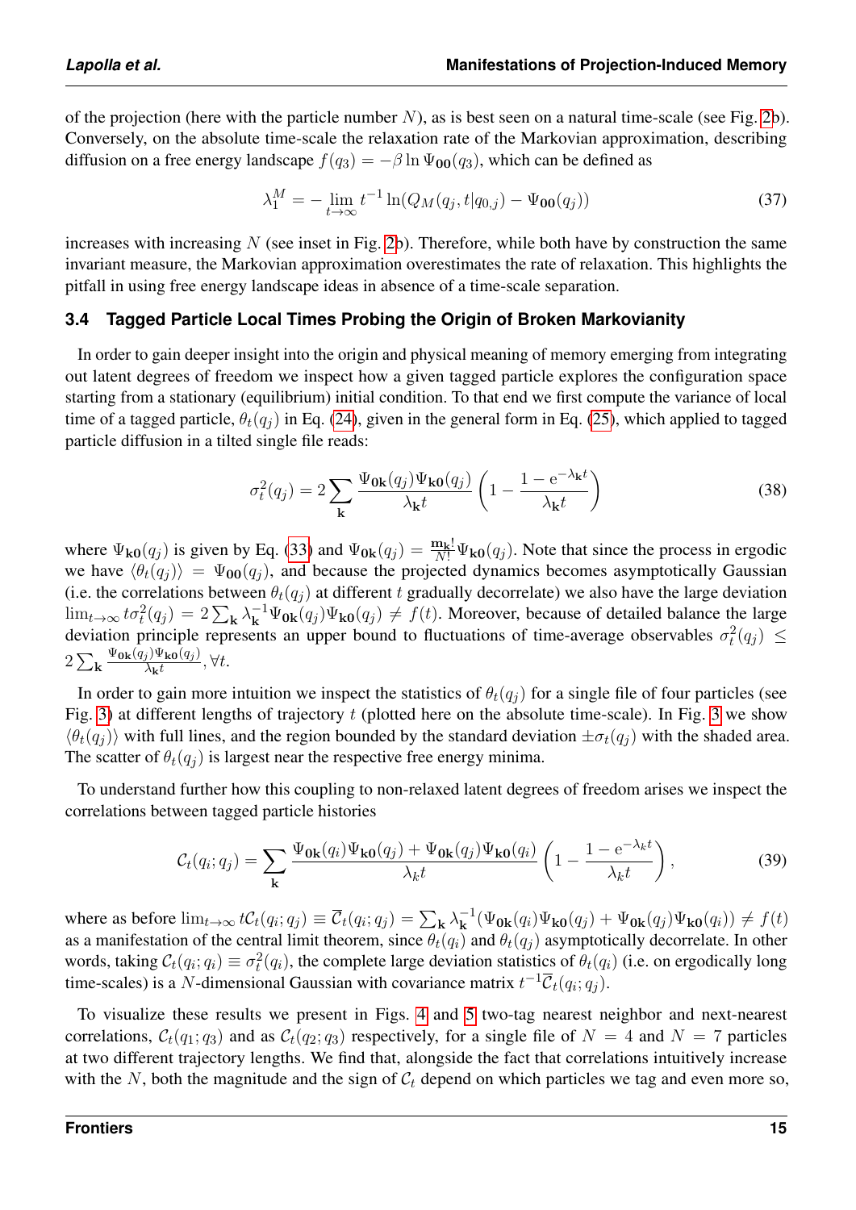of the projection (here with the particle number $N$), as is best seen on a natural time-scale (see Fig. 2b). Conversely, on the absolute time-scale the relaxation rate of the Markovian approximation, describing diffusion on a free energy landscape $f(q_3) = -\beta \ln \Psi_{\mathbf{00}}(q_3)$, which can be defined as

$$\lambda_1^M = -\lim_{t\to\infty} t^{-1} \ln(Q_M(q_j, t|q_{0,j}) - \Psi_{\mathbf{00}}(q_j)) \tag{37}$$

increases with increasing $N$ (see inset in Fig. 2b). Therefore, while both have by construction the same invariant measure, the Markovian approximation overestimates the rate of relaxation. This highlights the pitfall in using free energy landscape ideas in absence of a time-scale separation.

### 3.4 Tagged Particle Local Times Probing the Origin of Broken Markovianity

In order to gain deeper insight into the origin and physical meaning of memory emerging from integrating out latent degrees of freedom we inspect how a given tagged particle explores the configuration space starting from a stationary (equilibrium) initial condition. To that end we first compute the variance of local time of a tagged particle, $\theta_t(q_j)$ in Eq. (24), given in the general form in Eq. (25), which applied to tagged particle diffusion in a tilted single file reads:

$$\sigma_t^2(q_j) = 2\sum_{\mathbf{k}} \frac{\Psi_{\mathbf{0k}}(q_j)\Psi_{\mathbf{k0}}(q_j)}{\lambda_{\mathbf{k}} t}\left(1 - \frac{1-\mathrm{e}^{-\lambda_{\mathbf{k}} t}}{\lambda_{\mathbf{k}} t}\right) \tag{38}$$

where $\Psi_{\mathbf{k0}}(q_j)$ is given by Eq. (33) and $\Psi_{\mathbf{0k}}(q_j) = \frac{\mathbf{m_k}!}{N!}\Psi_{\mathbf{k0}}(q_j)$. Note that since the process in ergodic we have $\langle\theta_t(q_j)\rangle = \Psi_{\mathbf{00}}(q_j)$, and because the projected dynamics becomes asymptotically Gaussian (i.e. the correlations between $\theta_t(q_j)$ at different $t$ gradually decorrelate) we also have the large deviation $\lim_{t\to\infty} t\sigma_t^2(q_j) = 2\sum_{\mathbf{k}} \lambda_{\mathbf{k}}^{-1}\Psi_{\mathbf{0k}}(q_j)\Psi_{\mathbf{k0}}(q_j) \neq f(t)$. Moreover, because of detailed balance the large deviation principle represents an upper bound to fluctuations of time-average observables $\sigma_t^2(q_j) \leq 2\sum_{\mathbf{k}} \frac{\Psi_{\mathbf{0k}}(q_j)\Psi_{\mathbf{k0}}(q_j)}{\lambda_{\mathbf{k}} t}, \forall t$.

In order to gain more intuition we inspect the statistics of $\theta_t(q_j)$ for a single file of four particles (see Fig. 3) at different lengths of trajectory $t$ (plotted here on the absolute time-scale). In Fig. 3 we show $\langle\theta_t(q_j)\rangle$ with full lines, and the region bounded by the standard deviation $\pm\sigma_t(q_j)$ with the shaded area. The scatter of $\theta_t(q_j)$ is largest near the respective free energy minima.

To understand further how this coupling to non-relaxed latent degrees of freedom arises we inspect the correlations between tagged particle histories

$$\mathcal{C}_t(q_i; q_j) = \sum_{\mathbf{k}} \frac{\Psi_{\mathbf{0k}}(q_i)\Psi_{\mathbf{k0}}(q_j) + \Psi_{\mathbf{0k}}(q_j)\Psi_{\mathbf{k0}}(q_i)}{\lambda_k t}\left(1 - \frac{1-\mathrm{e}^{-\lambda_k t}}{\lambda_k t}\right), \tag{39}$$

where as before $\lim_{t\to\infty} t\mathcal{C}_t(q_i; q_j) \equiv \overline{\mathcal{C}}_t(q_i; q_j) = \sum_{\mathbf{k}} \lambda_{\mathbf{k}}^{-1}(\Psi_{\mathbf{0k}}(q_i)\Psi_{\mathbf{k0}}(q_j) + \Psi_{\mathbf{0k}}(q_j)\Psi_{\mathbf{k0}}(q_i)) \neq f(t)$ as a manifestation of the central limit theorem, since $\theta_t(q_i)$ and $\theta_t(q_j)$ asymptotically decorrelate. In other words, taking $\mathcal{C}_t(q_i; q_i) \equiv \sigma_t^2(q_i)$, the complete large deviation statistics of $\theta_t(q_i)$ (i.e. on ergodically long time-scales) is a $N$-dimensional Gaussian with covariance matrix $t^{-1}\overline{\mathcal{C}}_t(q_i; q_j)$.

To visualize these results we present in Figs. 4 and 5 two-tag nearest neighbor and next-nearest correlations, $\mathcal{C}_t(q_1; q_3)$ and as $\mathcal{C}_t(q_2; q_3)$ respectively, for a single file of $N = 4$ and $N = 7$ particles at two different trajectory lengths. We find that, alongside the fact that correlations intuitively increase with the $N$, both the magnitude and the sign of $\mathcal{C}_t$ depend on which particles we tag and even more so,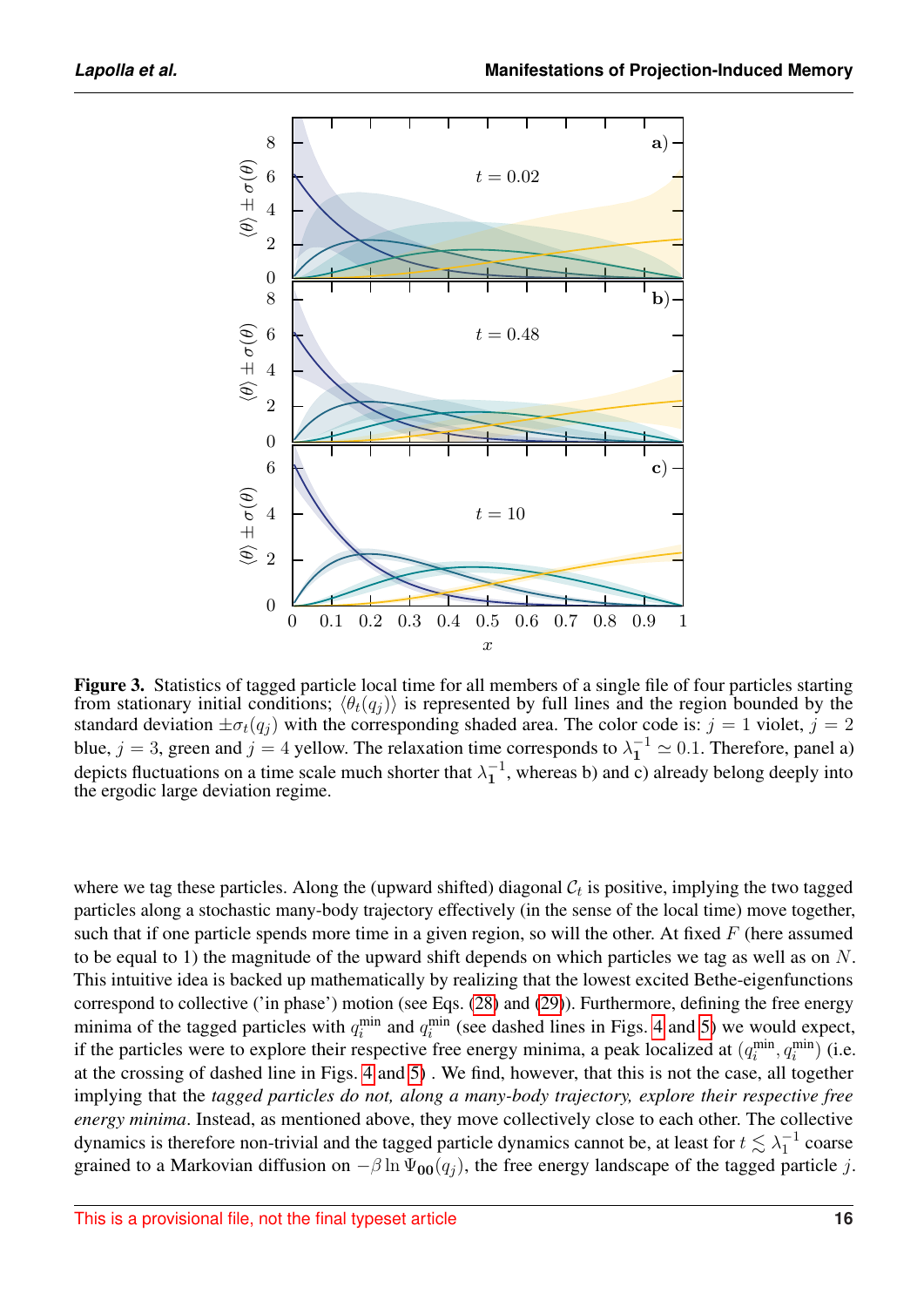**Figure 3.** Statistics of tagged particle local time for all members of a single file of four particles starting from stationary initial conditions; $\langle\theta_t(q_j)\rangle$ is represented by full lines and the region bounded by the standard deviation $\pm\sigma_t(q_j)$ with the corresponding shaded area. The color code is: $j=1$ violet, $j=2$ blue, $j=3$, green and $j=4$ yellow. The relaxation time corresponds to $\lambda_1^{-1}\simeq 0.1$. Therefore, panel a) depicts fluctuations on a time scale much shorter that $\lambda_1^{-1}$, whereas b) and c) already belong deeply into the ergodic large deviation regime.

where we tag these particles. Along the (upward shifted) diagonal $\mathcal{C}_t$ is positive, implying the two tagged particles along a stochastic many-body trajectory effectively (in the sense of the local time) move together, such that if one particle spends more time in a given region, so will the other. At fixed $F$ (here assumed to be equal to 1) the magnitude of the upward shift depends on which particles we tag as well as on $N$. This intuitive idea is backed up mathematically by realizing that the lowest excited Bethe-eigenfunctions correspond to collective ('in phase') motion (see Eqs. (28) and (29)). Furthermore, defining the free energy minima of the tagged particles with $q_i^{\min}$ and $q_i^{\min}$ (see dashed lines in Figs. 4 and 5) we would expect, if the particles were to explore their respective free energy minima, a peak localized at $(q_i^{\min}, q_i^{\min})$ (i.e. at the crossing of dashed line in Figs. 4 and 5) . We find, however, that this is not the case, all together implying that the *tagged particles do not, along a many-body trajectory, explore their respective free energy minima*. Instead, as mentioned above, they move collectively close to each other. The collective dynamics is therefore non-trivial and the tagged particle dynamics cannot be, at least for $t\lesssim\lambda_1^{-1}$ coarse grained to a Markovian diffusion on $-\beta\ln\Psi_{\mathbf{00}}(q_j)$, the free energy landscape of the tagged particle $j$.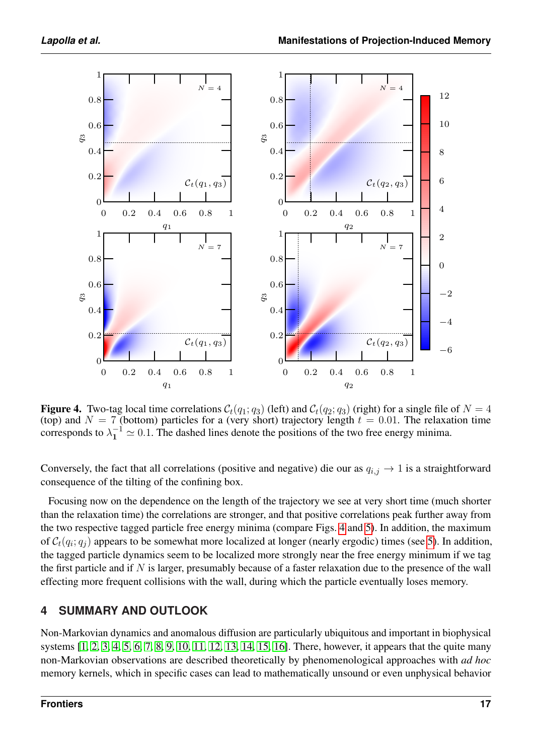**Figure 4.** Two-tag local time correlations $\mathcal{C}_t(q_1; q_3)$ (left) and $\mathcal{C}_t(q_2; q_3)$ (right) for a single file of $N = 4$ (top) and $N = 7$ (bottom) particles for a (very short) trajectory length $t = 0.01$. The relaxation time corresponds to $\lambda_1^{-1} \simeq 0.1$. The dashed lines denote the positions of the two free energy minima.

Conversely, the fact that all correlations (positive and negative) die our as $q_{i,j} \to 1$ is a straightforward consequence of the tilting of the confining box.

Focusing now on the dependence on the length of the trajectory we see at very short time (much shorter than the relaxation time) the correlations are stronger, and that positive correlations peak further away from the two respective tagged particle free energy minima (compare Figs. 4 and 5). In addition, the maximum of $\mathcal{C}_t(q_i; q_j)$ appears to be somewhat more localized at longer (nearly ergodic) times (see 5). In addition, the tagged particle dynamics seem to be localized more strongly near the free energy minimum if we tag the first particle and if $N$ is larger, presumably because of a faster relaxation due to the presence of the wall effecting more frequent collisions with the wall, during which the particle eventually loses memory.

## 4 SUMMARY AND OUTLOOK

Non-Markovian dynamics and anomalous diffusion are particularly ubiquitous and important in biophysical systems [1, 2, 3, 4, 5, 6, 7, 8, 9, 10, 11, 12, 13, 14, 15, 16]. There, however, it appears that the quite many non-Markovian observations are described theoretically by phenomenological approaches with *ad hoc* memory kernels, which in specific cases can lead to mathematically unsound or even unphysical behavior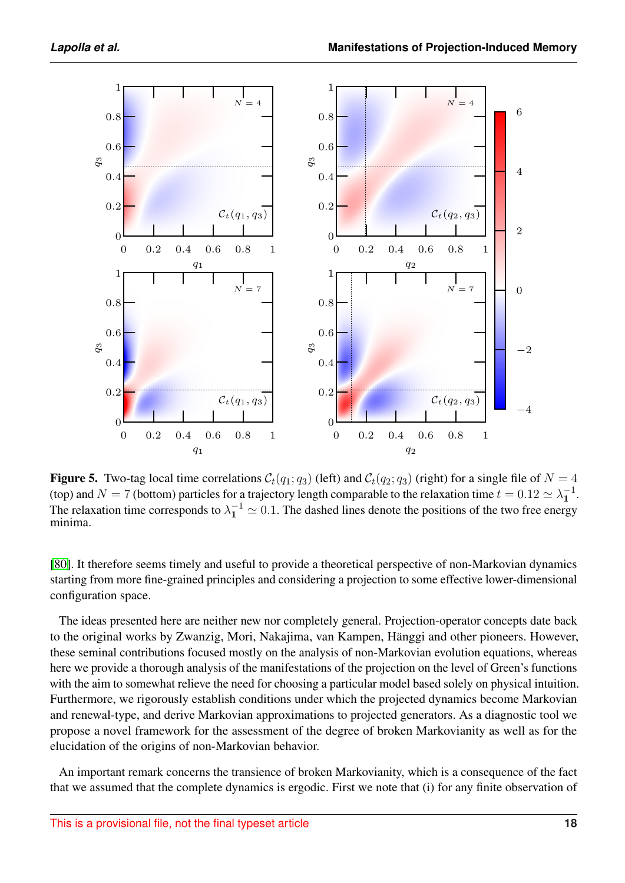**Figure 5.** Two-tag local time correlations $\mathcal{C}_t(q_1; q_3)$ (left) and $\mathcal{C}_t(q_2; q_3)$ (right) for a single file of $N = 4$ (top) and $N = 7$ (bottom) particles for a trajectory length comparable to the relaxation time $t = 0.12 \simeq \lambda_1^{-1}$. The relaxation time corresponds to $\lambda_1^{-1} \simeq 0.1$. The dashed lines denote the positions of the two free energy minima.

[80]. It therefore seems timely and useful to provide a theoretical perspective of non-Markovian dynamics starting from more fine-grained principles and considering a projection to some effective lower-dimensional configuration space.

The ideas presented here are neither new nor completely general. Projection-operator concepts date back to the original works by Zwanzig, Mori, Nakajima, van Kampen, Hänggi and other pioneers. However, these seminal contributions focused mostly on the analysis of non-Markovian evolution equations, whereas here we provide a thorough analysis of the manifestations of the projection on the level of Green's functions with the aim to somewhat relieve the need for choosing a particular model based solely on physical intuition. Furthermore, we rigorously establish conditions under which the projected dynamics become Markovian and renewal-type, and derive Markovian approximations to projected generators. As a diagnostic tool we propose a novel framework for the assessment of the degree of broken Markovianity as well as for the elucidation of the origins of non-Markovian behavior.

An important remark concerns the transience of broken Markovianity, which is a consequence of the fact that we assumed that the complete dynamics is ergodic. First we note that (i) for any finite observation of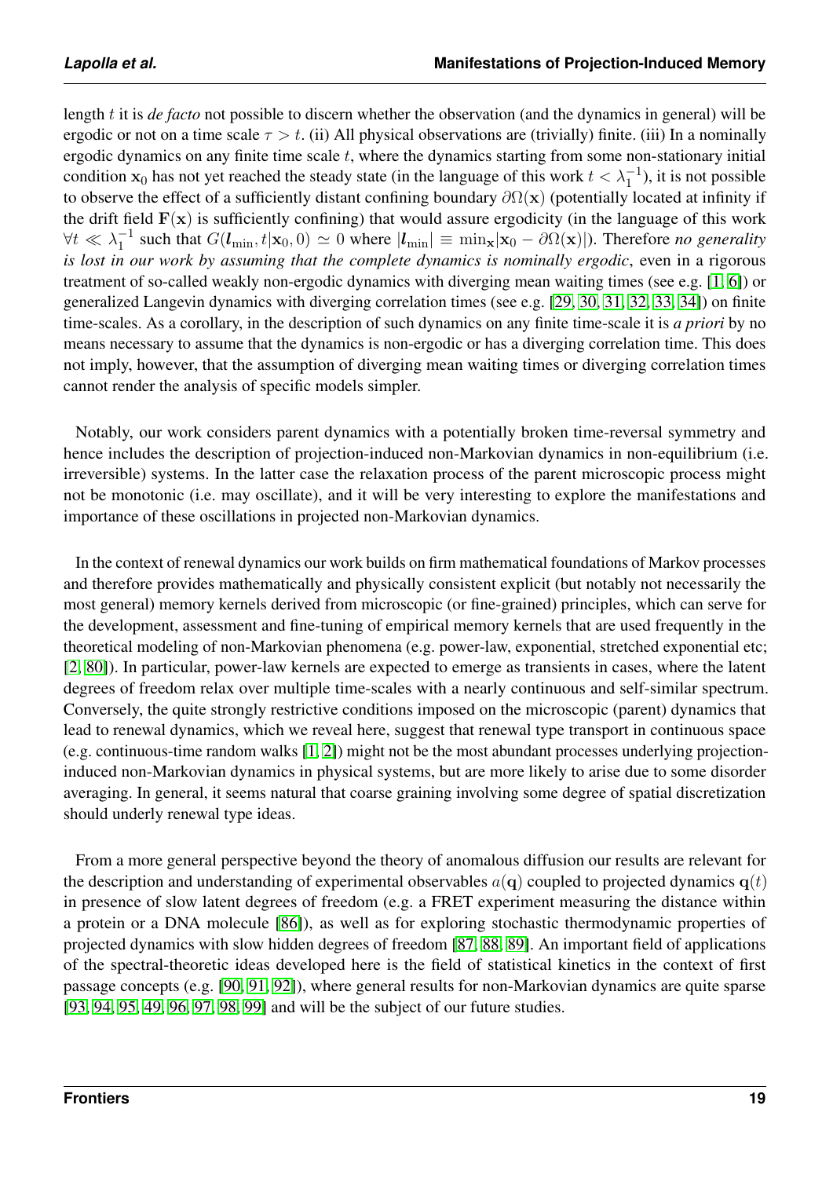length $t$ it is *de facto* not possible to discern whether the observation (and the dynamics in general) will be ergodic or not on a time scale $\tau > t$. (ii) All physical observations are (trivially) finite. (iii) In a nominally ergodic dynamics on any finite time scale $t$, where the dynamics starting from some non-stationary initial condition $\mathbf{x}_0$ has not yet reached the steady state (in the language of this work $t < \lambda_1^{-1}$), it is not possible to observe the effect of a sufficiently distant confining boundary $\partial\Omega(\mathbf{x})$ (potentially located at infinity if the drift field $\mathbf{F}(\mathbf{x})$ is sufficiently confining) that would assure ergodicity (in the language of this work $\forall t \ll \lambda_1^{-1}$ such that $G(\boldsymbol{l}_{\min}, t|\mathbf{x}_0, 0) \simeq 0$ where $|\boldsymbol{l}_{\min}| \equiv \min_{\mathbf{x}} |\mathbf{x}_0 - \partial\Omega(\mathbf{x})|$). Therefore *no generality is lost in our work by assuming that the complete dynamics is nominally ergodic*, even in a rigorous treatment of so-called weakly non-ergodic dynamics with diverging mean waiting times (see e.g. [1, 6]) or generalized Langevin dynamics with diverging correlation times (see e.g. [29, 30, 31, 32, 33, 34]) on finite time-scales. As a corollary, in the description of such dynamics on any finite time-scale it is *a priori* by no means necessary to assume that the dynamics is non-ergodic or has a diverging correlation time. This does not imply, however, that the assumption of diverging mean waiting times or diverging correlation times cannot render the analysis of specific models simpler.

Notably, our work considers parent dynamics with a potentially broken time-reversal symmetry and hence includes the description of projection-induced non-Markovian dynamics in non-equilibrium (i.e. irreversible) systems. In the latter case the relaxation process of the parent microscopic process might not be monotonic (i.e. may oscillate), and it will be very interesting to explore the manifestations and importance of these oscillations in projected non-Markovian dynamics.

In the context of renewal dynamics our work builds on firm mathematical foundations of Markov processes and therefore provides mathematically and physically consistent explicit (but notably not necessarily the most general) memory kernels derived from microscopic (or fine-grained) principles, which can serve for the development, assessment and fine-tuning of empirical memory kernels that are used frequently in the theoretical modeling of non-Markovian phenomena (e.g. power-law, exponential, stretched exponential etc; [2, 80]). In particular, power-law kernels are expected to emerge as transients in cases, where the latent degrees of freedom relax over multiple time-scales with a nearly continuous and self-similar spectrum. Conversely, the quite strongly restrictive conditions imposed on the microscopic (parent) dynamics that lead to renewal dynamics, which we reveal here, suggest that renewal type transport in continuous space (e.g. continuous-time random walks [1, 2]) might not be the most abundant processes underlying projection-induced non-Markovian dynamics in physical systems, but are more likely to arise due to some disorder averaging. In general, it seems natural that coarse graining involving some degree of spatial discretization should underly renewal type ideas.

From a more general perspective beyond the theory of anomalous diffusion our results are relevant for the description and understanding of experimental observables $a(\mathbf{q})$ coupled to projected dynamics $\mathbf{q}(t)$ in presence of slow latent degrees of freedom (e.g. a FRET experiment measuring the distance within a protein or a DNA molecule [86]), as well as for exploring stochastic thermodynamic properties of projected dynamics with slow hidden degrees of freedom [87, 88, 89]. An important field of applications of the spectral-theoretic ideas developed here is the field of statistical kinetics in the context of first passage concepts (e.g. [90, 91, 92]), where general results for non-Markovian dynamics are quite sparse [93, 94, 95, 49, 96, 97, 98, 99] and will be the subject of our future studies.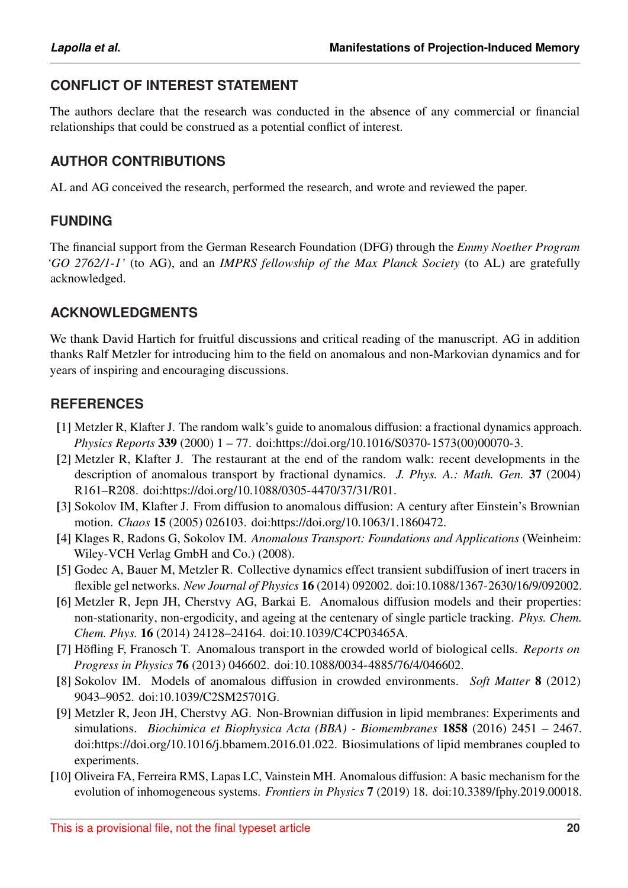## CONFLICT OF INTEREST STATEMENT

The authors declare that the research was conducted in the absence of any commercial or financial relationships that could be construed as a potential conflict of interest.

## AUTHOR CONTRIBUTIONS

AL and AG conceived the research, performed the research, and wrote and reviewed the paper.

## FUNDING

The financial support from the German Research Foundation (DFG) through the *Emmy Noether Program 'GO 2762/1-1'* (to AG), and an *IMPRS fellowship of the Max Planck Society* (to AL) are gratefully acknowledged.

## ACKNOWLEDGMENTS

We thank David Hartich for fruitful discussions and critical reading of the manuscript. AG in addition thanks Ralf Metzler for introducing him to the field on anomalous and non-Markovian dynamics and for years of inspiring and encouraging discussions.

## REFERENCES

[1] Metzler R, Klafter J. The random walk's guide to anomalous diffusion: a fractional dynamics approach. *Physics Reports* **339** (2000) 1 – 77. doi:https://doi.org/10.1016/S0370-1573(00)00070-3.

[2] Metzler R, Klafter J. The restaurant at the end of the random walk: recent developments in the description of anomalous transport by fractional dynamics. *J. Phys. A.: Math. Gen.* **37** (2004) R161–R208. doi:https://doi.org/10.1088/0305-4470/37/31/R01.

[3] Sokolov IM, Klafter J. From diffusion to anomalous diffusion: A century after Einstein's Brownian motion. *Chaos* **15** (2005) 026103. doi:https://doi.org/10.1063/1.1860472.

[4] Klages R, Radons G, Sokolov IM. *Anomalous Transport: Foundations and Applications* (Weinheim: Wiley-VCH Verlag GmbH and Co.) (2008).

[5] Godec A, Bauer M, Metzler R. Collective dynamics effect transient subdiffusion of inert tracers in flexible gel networks. *New Journal of Physics* **16** (2014) 092002. doi:10.1088/1367-2630/16/9/092002.

[6] Metzler R, Jepn JH, Cherstvy AG, Barkai E. Anomalous diffusion models and their properties: non-stationarity, non-ergodicity, and ageing at the centenary of single particle tracking. *Phys. Chem. Chem. Phys.* **16** (2014) 24128–24164. doi:10.1039/C4CP03465A.

[7] Höfling F, Franosch T. Anomalous transport in the crowded world of biological cells. *Reports on Progress in Physics* **76** (2013) 046602. doi:10.1088/0034-4885/76/4/046602.

[8] Sokolov IM. Models of anomalous diffusion in crowded environments. *Soft Matter* **8** (2012) 9043–9052. doi:10.1039/C2SM25701G.

[9] Metzler R, Jeon JH, Cherstvy AG. Non-Brownian diffusion in lipid membranes: Experiments and simulations. *Biochimica et Biophysica Acta (BBA) - Biomembranes* **1858** (2016) 2451 – 2467. doi:https://doi.org/10.1016/j.bbamem.2016.01.022. Biosimulations of lipid membranes coupled to experiments.

[10] Oliveira FA, Ferreira RMS, Lapas LC, Vainstein MH. Anomalous diffusion: A basic mechanism for the evolution of inhomogeneous systems. *Frontiers in Physics* **7** (2019) 18. doi:10.3389/fphy.2019.00018.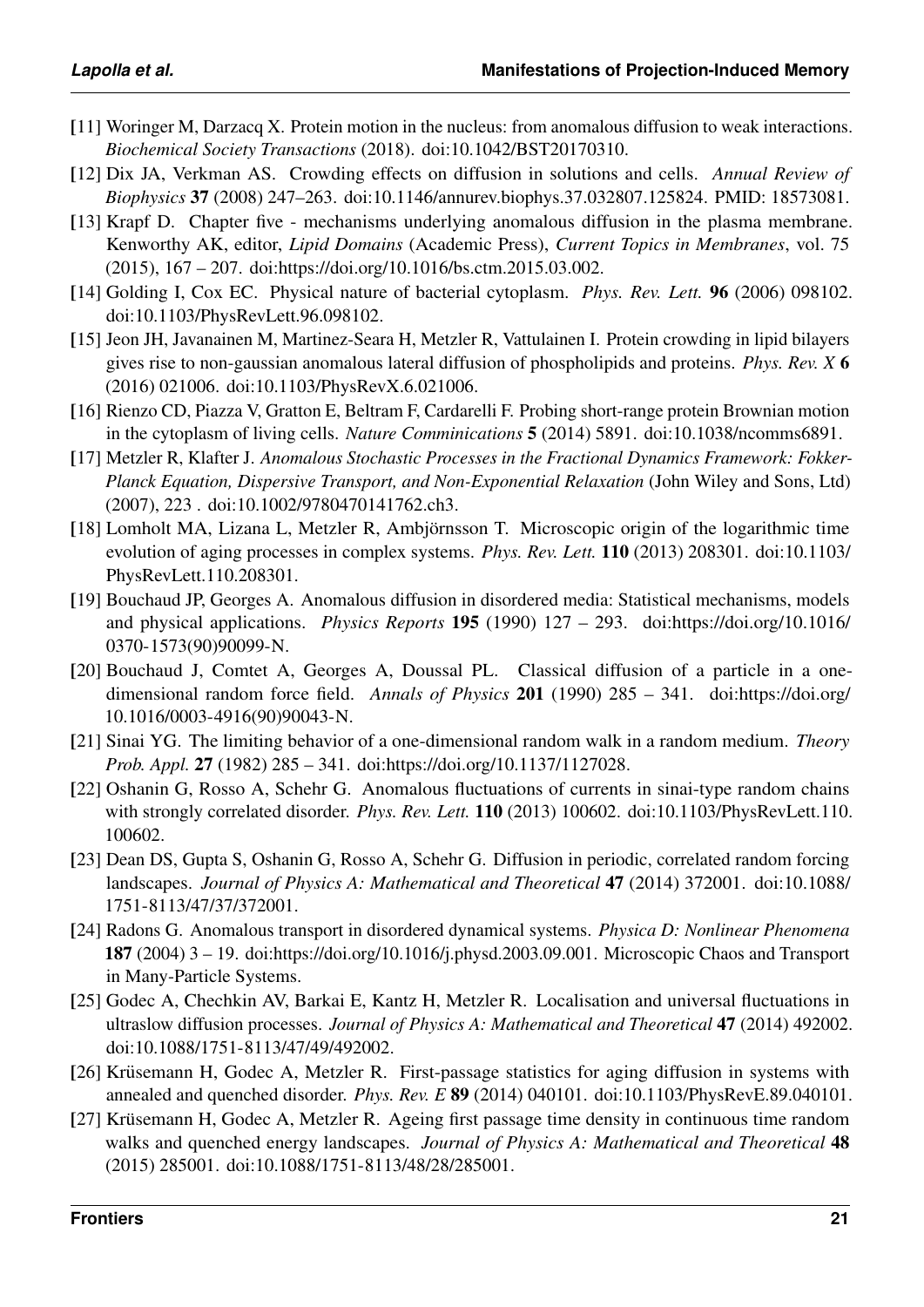[11] Woringer M, Darzacq X. Protein motion in the nucleus: from anomalous diffusion to weak interactions. *Biochemical Society Transactions* (2018). doi:10.1042/BST20170310.

[12] Dix JA, Verkman AS. Crowding effects on diffusion in solutions and cells. *Annual Review of Biophysics* **37** (2008) 247–263. doi:10.1146/annurev.biophys.37.032807.125824. PMID: 18573081.

[13] Krapf D. Chapter five - mechanisms underlying anomalous diffusion in the plasma membrane. Kenworthy AK, editor, *Lipid Domains* (Academic Press), *Current Topics in Membranes*, vol. 75 (2015), 167 – 207. doi:https://doi.org/10.1016/bs.ctm.2015.03.002.

[14] Golding I, Cox EC. Physical nature of bacterial cytoplasm. *Phys. Rev. Lett.* **96** (2006) 098102. doi:10.1103/PhysRevLett.96.098102.

[15] Jeon JH, Javanainen M, Martinez-Seara H, Metzler R, Vattulainen I. Protein crowding in lipid bilayers gives rise to non-gaussian anomalous lateral diffusion of phospholipids and proteins. *Phys. Rev. X* **6** (2016) 021006. doi:10.1103/PhysRevX.6.021006.

[16] Rienzo CD, Piazza V, Gratton E, Beltram F, Cardarelli F. Probing short-range protein Brownian motion in the cytoplasm of living cells. *Nature Comminications* **5** (2014) 5891. doi:10.1038/ncomms6891.

[17] Metzler R, Klafter J. *Anomalous Stochastic Processes in the Fractional Dynamics Framework: Fokker-Planck Equation, Dispersive Transport, and Non-Exponential Relaxation* (John Wiley and Sons, Ltd) (2007), 223 . doi:10.1002/9780470141762.ch3.

[18] Lomholt MA, Lizana L, Metzler R, Ambjörnsson T. Microscopic origin of the logarithmic time evolution of aging processes in complex systems. *Phys. Rev. Lett.* **110** (2013) 208301. doi:10.1103/PhysRevLett.110.208301.

[19] Bouchaud JP, Georges A. Anomalous diffusion in disordered media: Statistical mechanisms, models and physical applications. *Physics Reports* **195** (1990) 127 – 293. doi:https://doi.org/10.1016/0370-1573(90)90099-N.

[20] Bouchaud J, Comtet A, Georges A, Doussal PL. Classical diffusion of a particle in a one-dimensional random force field. *Annals of Physics* **201** (1990) 285 – 341. doi:https://doi.org/10.1016/0003-4916(90)90043-N.

[21] Sinai YG. The limiting behavior of a one-dimensional random walk in a random medium. *Theory Prob. Appl.* **27** (1982) 285 – 341. doi:https://doi.org/10.1137/1127028.

[22] Oshanin G, Rosso A, Schehr G. Anomalous fluctuations of currents in sinai-type random chains with strongly correlated disorder. *Phys. Rev. Lett.* **110** (2013) 100602. doi:10.1103/PhysRevLett.110.100602.

[23] Dean DS, Gupta S, Oshanin G, Rosso A, Schehr G. Diffusion in periodic, correlated random forcing landscapes. *Journal of Physics A: Mathematical and Theoretical* **47** (2014) 372001. doi:10.1088/1751-8113/47/37/372001.

[24] Radons G. Anomalous transport in disordered dynamical systems. *Physica D: Nonlinear Phenomena* **187** (2004) 3 – 19. doi:https://doi.org/10.1016/j.physd.2003.09.001. Microscopic Chaos and Transport in Many-Particle Systems.

[25] Godec A, Chechkin AV, Barkai E, Kantz H, Metzler R. Localisation and universal fluctuations in ultraslow diffusion processes. *Journal of Physics A: Mathematical and Theoretical* **47** (2014) 492002. doi:10.1088/1751-8113/47/49/492002.

[26] Krüsemann H, Godec A, Metzler R. First-passage statistics for aging diffusion in systems with annealed and quenched disorder. *Phys. Rev. E* **89** (2014) 040101. doi:10.1103/PhysRevE.89.040101.

[27] Krüsemann H, Godec A, Metzler R. Ageing first passage time density in continuous time random walks and quenched energy landscapes. *Journal of Physics A: Mathematical and Theoretical* **48** (2015) 285001. doi:10.1088/1751-8113/48/28/285001.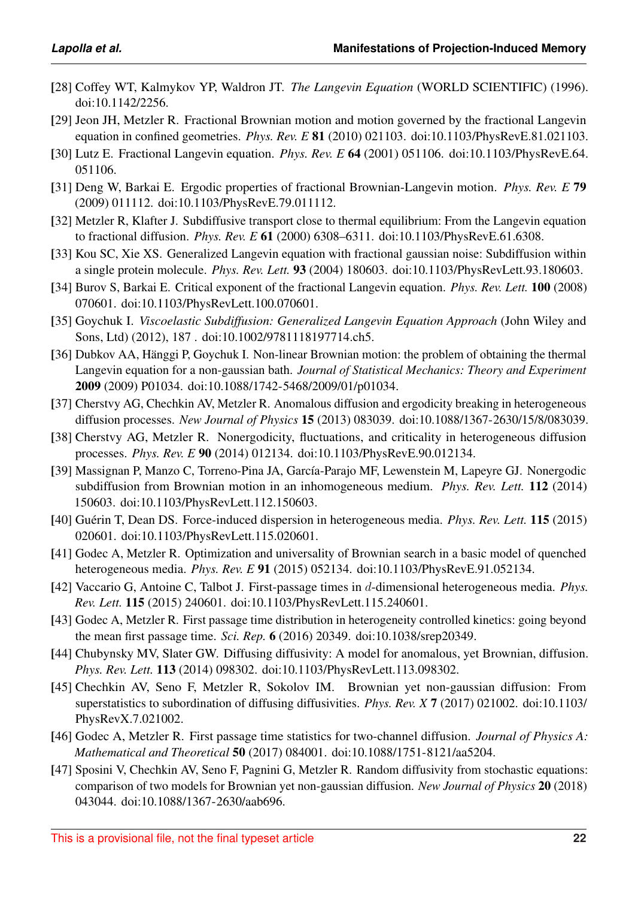[28] Coffey WT, Kalmykov YP, Waldron JT. *The Langevin Equation* (WORLD SCIENTIFIC) (1996). doi:10.1142/2256.

[29] Jeon JH, Metzler R. Fractional Brownian motion and motion governed by the fractional Langevin equation in confined geometries. *Phys. Rev. E* **81** (2010) 021103. doi:10.1103/PhysRevE.81.021103.

[30] Lutz E. Fractional Langevin equation. *Phys. Rev. E* **64** (2001) 051106. doi:10.1103/PhysRevE.64.051106.

[31] Deng W, Barkai E. Ergodic properties of fractional Brownian-Langevin motion. *Phys. Rev. E* **79** (2009) 011112. doi:10.1103/PhysRevE.79.011112.

[32] Metzler R, Klafter J. Subdiffusive transport close to thermal equilibrium: From the Langevin equation to fractional diffusion. *Phys. Rev. E* **61** (2000) 6308–6311. doi:10.1103/PhysRevE.61.6308.

[33] Kou SC, Xie XS. Generalized Langevin equation with fractional gaussian noise: Subdiffusion within a single protein molecule. *Phys. Rev. Lett.* **93** (2004) 180603. doi:10.1103/PhysRevLett.93.180603.

[34] Burov S, Barkai E. Critical exponent of the fractional Langevin equation. *Phys. Rev. Lett.* **100** (2008) 070601. doi:10.1103/PhysRevLett.100.070601.

[35] Goychuk I. *Viscoelastic Subdiffusion: Generalized Langevin Equation Approach* (John Wiley and Sons, Ltd) (2012), 187 . doi:10.1002/9781118197714.ch5.

[36] Dubkov AA, Hänggi P, Goychuk I. Non-linear Brownian motion: the problem of obtaining the thermal Langevin equation for a non-gaussian bath. *Journal of Statistical Mechanics: Theory and Experiment* **2009** (2009) P01034. doi:10.1088/1742-5468/2009/01/p01034.

[37] Cherstvy AG, Chechkin AV, Metzler R. Anomalous diffusion and ergodicity breaking in heterogeneous diffusion processes. *New Journal of Physics* **15** (2013) 083039. doi:10.1088/1367-2630/15/8/083039.

[38] Cherstvy AG, Metzler R. Nonergodicity, fluctuations, and criticality in heterogeneous diffusion processes. *Phys. Rev. E* **90** (2014) 012134. doi:10.1103/PhysRevE.90.012134.

[39] Massignan P, Manzo C, Torreno-Pina JA, García-Parajo MF, Lewenstein M, Lapeyre GJ. Nonergodic subdiffusion from Brownian motion in an inhomogeneous medium. *Phys. Rev. Lett.* **112** (2014) 150603. doi:10.1103/PhysRevLett.112.150603.

[40] Guérin T, Dean DS. Force-induced dispersion in heterogeneous media. *Phys. Rev. Lett.* **115** (2015) 020601. doi:10.1103/PhysRevLett.115.020601.

[41] Godec A, Metzler R. Optimization and universality of Brownian search in a basic model of quenched heterogeneous media. *Phys. Rev. E* **91** (2015) 052134. doi:10.1103/PhysRevE.91.052134.

[42] Vaccario G, Antoine C, Talbot J. First-passage times in $d$-dimensional heterogeneous media. *Phys. Rev. Lett.* **115** (2015) 240601. doi:10.1103/PhysRevLett.115.240601.

[43] Godec A, Metzler R. First passage time distribution in heterogeneity controlled kinetics: going beyond the mean first passage time. *Sci. Rep.* **6** (2016) 20349. doi:10.1038/srep20349.

[44] Chubynsky MV, Slater GW. Diffusing diffusivity: A model for anomalous, yet Brownian, diffusion. *Phys. Rev. Lett.* **113** (2014) 098302. doi:10.1103/PhysRevLett.113.098302.

[45] Chechkin AV, Seno F, Metzler R, Sokolov IM. Brownian yet non-gaussian diffusion: From superstatistics to subordination of diffusing diffusivities. *Phys. Rev. X* **7** (2017) 021002. doi:10.1103/PhysRevX.7.021002.

[46] Godec A, Metzler R. First passage time statistics for two-channel diffusion. *Journal of Physics A: Mathematical and Theoretical* **50** (2017) 084001. doi:10.1088/1751-8121/aa5204.

[47] Sposini V, Chechkin AV, Seno F, Pagnini G, Metzler R. Random diffusivity from stochastic equations: comparison of two models for Brownian yet non-gaussian diffusion. *New Journal of Physics* **20** (2018) 043044. doi:10.1088/1367-2630/aab696.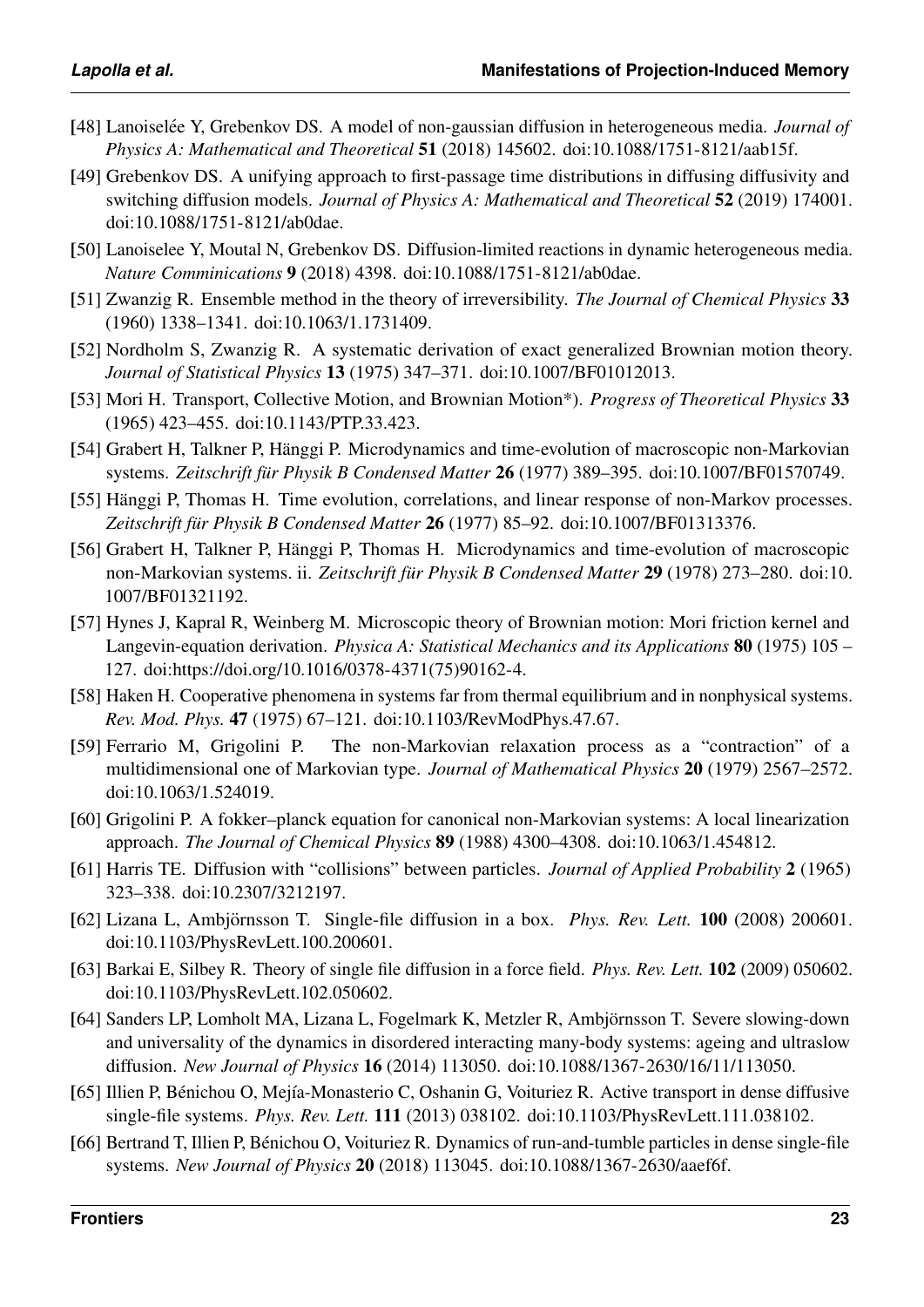[48] Lanoiselée Y, Grebenkov DS. A model of non-gaussian diffusion in heterogeneous media. *Journal of Physics A: Mathematical and Theoretical* **51** (2018) 145602. doi:10.1088/1751-8121/aab15f.

[49] Grebenkov DS. A unifying approach to first-passage time distributions in diffusing diffusivity and switching diffusion models. *Journal of Physics A: Mathematical and Theoretical* **52** (2019) 174001. doi:10.1088/1751-8121/ab0dae.

[50] Lanoiselee Y, Moutal N, Grebenkov DS. Diffusion-limited reactions in dynamic heterogeneous media. *Nature Comminications* **9** (2018) 4398. doi:10.1088/1751-8121/ab0dae.

[51] Zwanzig R. Ensemble method in the theory of irreversibility. *The Journal of Chemical Physics* **33** (1960) 1338–1341. doi:10.1063/1.1731409.

[52] Nordholm S, Zwanzig R. A systematic derivation of exact generalized Brownian motion theory. *Journal of Statistical Physics* **13** (1975) 347–371. doi:10.1007/BF01012013.

[53] Mori H. Transport, Collective Motion, and Brownian Motion*). *Progress of Theoretical Physics* **33** (1965) 423–455. doi:10.1143/PTP.33.423.

[54] Grabert H, Talkner P, Hänggi P. Microdynamics and time-evolution of macroscopic non-Markovian systems. *Zeitschrift für Physik B Condensed Matter* **26** (1977) 389–395. doi:10.1007/BF01570749.

[55] Hänggi P, Thomas H. Time evolution, correlations, and linear response of non-Markov processes. *Zeitschrift für Physik B Condensed Matter* **26** (1977) 85–92. doi:10.1007/BF01313376.

[56] Grabert H, Talkner P, Hänggi P, Thomas H. Microdynamics and time-evolution of macroscopic non-Markovian systems. ii. *Zeitschrift für Physik B Condensed Matter* **29** (1978) 273–280. doi:10.1007/BF01321192.

[57] Hynes J, Kapral R, Weinberg M. Microscopic theory of Brownian motion: Mori friction kernel and Langevin-equation derivation. *Physica A: Statistical Mechanics and its Applications* **80** (1975) 105 – 127. doi:https://doi.org/10.1016/0378-4371(75)90162-4.

[58] Haken H. Cooperative phenomena in systems far from thermal equilibrium and in nonphysical systems. *Rev. Mod. Phys.* **47** (1975) 67–121. doi:10.1103/RevModPhys.47.67.

[59] Ferrario M, Grigolini P. The non-Markovian relaxation process as a "contraction" of a multidimensional one of Markovian type. *Journal of Mathematical Physics* **20** (1979) 2567–2572. doi:10.1063/1.524019.

[60] Grigolini P. A fokker–planck equation for canonical non-Markovian systems: A local linearization approach. *The Journal of Chemical Physics* **89** (1988) 4300–4308. doi:10.1063/1.454812.

[61] Harris TE. Diffusion with "collisions" between particles. *Journal of Applied Probability* **2** (1965) 323–338. doi:10.2307/3212197.

[62] Lizana L, Ambjörnsson T. Single-file diffusion in a box. *Phys. Rev. Lett.* **100** (2008) 200601. doi:10.1103/PhysRevLett.100.200601.

[63] Barkai E, Silbey R. Theory of single file diffusion in a force field. *Phys. Rev. Lett.* **102** (2009) 050602. doi:10.1103/PhysRevLett.102.050602.

[64] Sanders LP, Lomholt MA, Lizana L, Fogelmark K, Metzler R, Ambjörnsson T. Severe slowing-down and universality of the dynamics in disordered interacting many-body systems: ageing and ultraslow diffusion. *New Journal of Physics* **16** (2014) 113050. doi:10.1088/1367-2630/16/11/113050.

[65] Illien P, Bénichou O, Mejía-Monasterio C, Oshanin G, Voituriez R. Active transport in dense diffusive single-file systems. *Phys. Rev. Lett.* **111** (2013) 038102. doi:10.1103/PhysRevLett.111.038102.

[66] Bertrand T, Illien P, Bénichou O, Voituriez R. Dynamics of run-and-tumble particles in dense single-file systems. *New Journal of Physics* **20** (2018) 113045. doi:10.1088/1367-2630/aaef6f.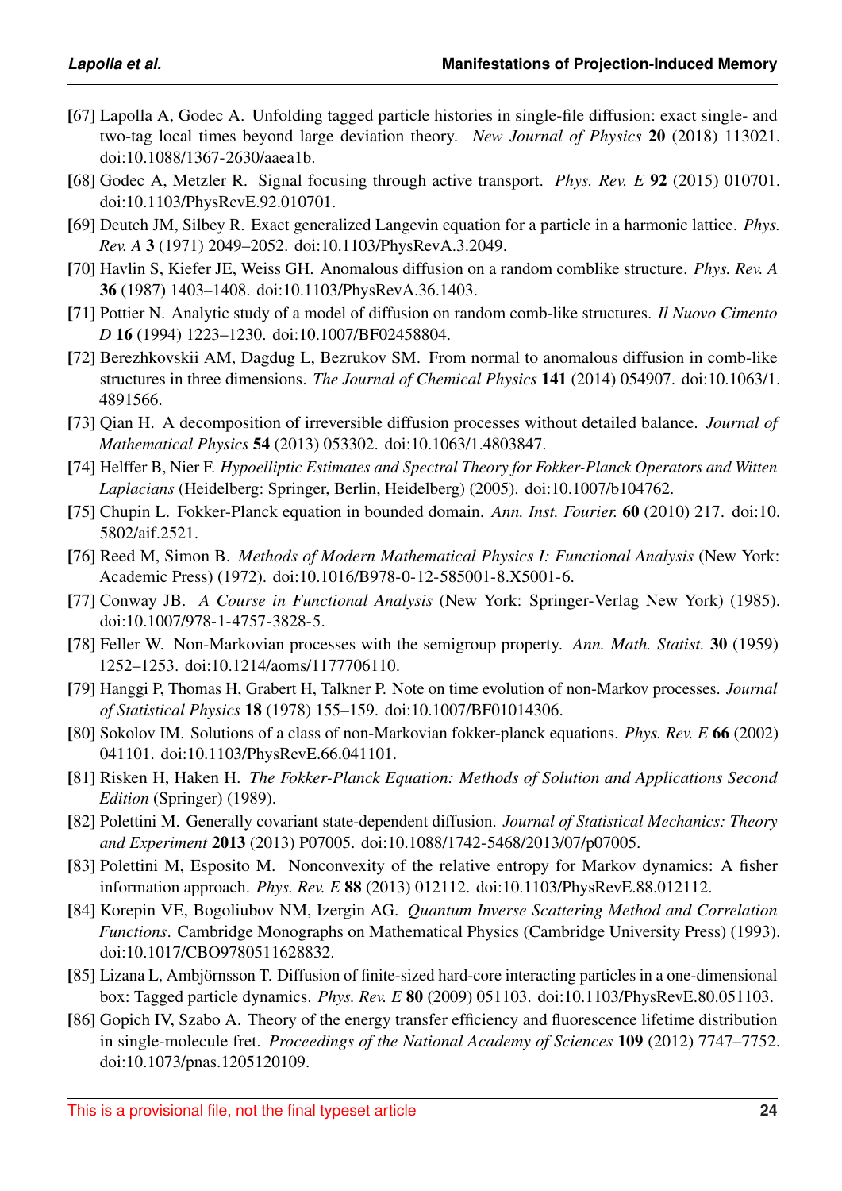[67] Lapolla A, Godec A. Unfolding tagged particle histories in single-file diffusion: exact single- and two-tag local times beyond large deviation theory. *New Journal of Physics* **20** (2018) 113021. doi:10.1088/1367-2630/aaea1b.

[68] Godec A, Metzler R. Signal focusing through active transport. *Phys. Rev. E* **92** (2015) 010701. doi:10.1103/PhysRevE.92.010701.

[69] Deutch JM, Silbey R. Exact generalized Langevin equation for a particle in a harmonic lattice. *Phys. Rev. A* **3** (1971) 2049–2052. doi:10.1103/PhysRevA.3.2049.

[70] Havlin S, Kiefer JE, Weiss GH. Anomalous diffusion on a random comblike structure. *Phys. Rev. A* **36** (1987) 1403–1408. doi:10.1103/PhysRevA.36.1403.

[71] Pottier N. Analytic study of a model of diffusion on random comb-like structures. *Il Nuovo Cimento D* **16** (1994) 1223–1230. doi:10.1007/BF02458804.

[72] Berezhkovskii AM, Dagdug L, Bezrukov SM. From normal to anomalous diffusion in comb-like structures in three dimensions. *The Journal of Chemical Physics* **141** (2014) 054907. doi:10.1063/1.4891566.

[73] Qian H. A decomposition of irreversible diffusion processes without detailed balance. *Journal of Mathematical Physics* **54** (2013) 053302. doi:10.1063/1.4803847.

[74] Helffer B, Nier F. *Hypoelliptic Estimates and Spectral Theory for Fokker-Planck Operators and Witten Laplacians* (Heidelberg: Springer, Berlin, Heidelberg) (2005). doi:10.1007/b104762.

[75] Chupin L. Fokker-Planck equation in bounded domain. *Ann. Inst. Fourier.* **60** (2010) 217. doi:10.5802/aif.2521.

[76] Reed M, Simon B. *Methods of Modern Mathematical Physics I: Functional Analysis* (New York: Academic Press) (1972). doi:10.1016/B978-0-12-585001-8.X5001-6.

[77] Conway JB. *A Course in Functional Analysis* (New York: Springer-Verlag New York) (1985). doi:10.1007/978-1-4757-3828-5.

[78] Feller W. Non-Markovian processes with the semigroup property. *Ann. Math. Statist.* **30** (1959) 1252–1253. doi:10.1214/aoms/1177706110.

[79] Hanggi P, Thomas H, Grabert H, Talkner P. Note on time evolution of non-Markov processes. *Journal of Statistical Physics* **18** (1978) 155–159. doi:10.1007/BF01014306.

[80] Sokolov IM. Solutions of a class of non-Markovian fokker-planck equations. *Phys. Rev. E* **66** (2002) 041101. doi:10.1103/PhysRevE.66.041101.

[81] Risken H, Haken H. *The Fokker-Planck Equation: Methods of Solution and Applications Second Edition* (Springer) (1989).

[82] Polettini M. Generally covariant state-dependent diffusion. *Journal of Statistical Mechanics: Theory and Experiment* **2013** (2013) P07005. doi:10.1088/1742-5468/2013/07/p07005.

[83] Polettini M, Esposito M. Nonconvexity of the relative entropy for Markov dynamics: A fisher information approach. *Phys. Rev. E* **88** (2013) 012112. doi:10.1103/PhysRevE.88.012112.

[84] Korepin VE, Bogoliubov NM, Izergin AG. *Quantum Inverse Scattering Method and Correlation Functions*. Cambridge Monographs on Mathematical Physics (Cambridge University Press) (1993). doi:10.1017/CBO9780511628832.

[85] Lizana L, Ambjörnsson T. Diffusion of finite-sized hard-core interacting particles in a one-dimensional box: Tagged particle dynamics. *Phys. Rev. E* **80** (2009) 051103. doi:10.1103/PhysRevE.80.051103.

[86] Gopich IV, Szabo A. Theory of the energy transfer efficiency and fluorescence lifetime distribution in single-molecule fret. *Proceedings of the National Academy of Sciences* **109** (2012) 7747–7752. doi:10.1073/pnas.1205120109.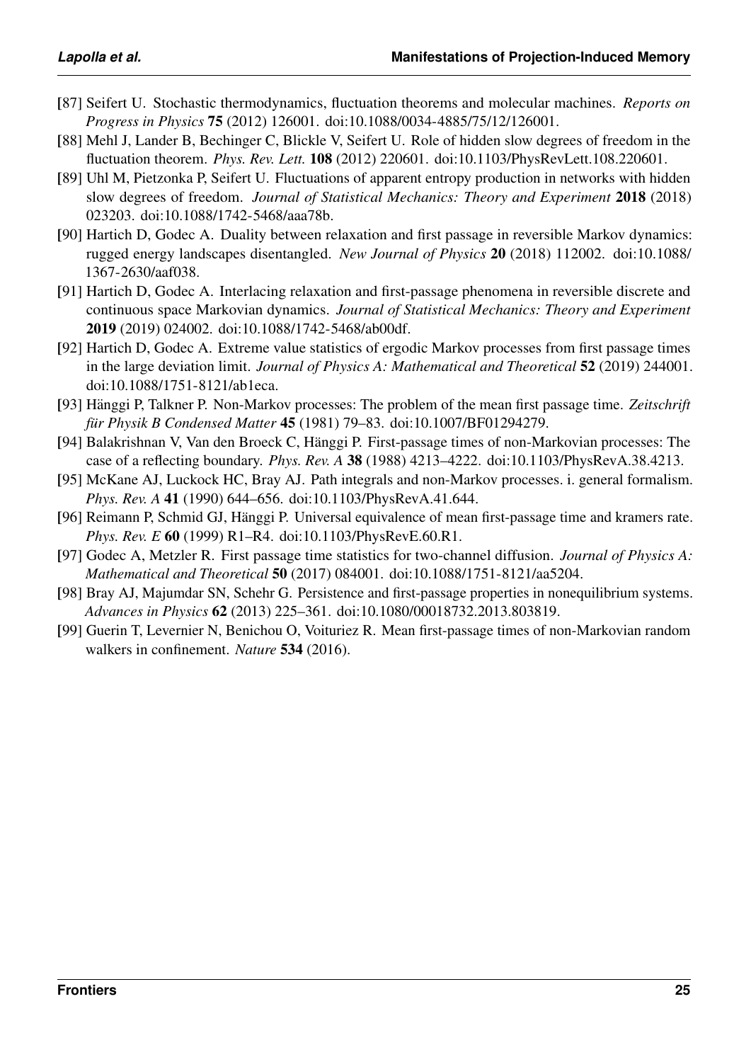[87] Seifert U. Stochastic thermodynamics, fluctuation theorems and molecular machines. *Reports on Progress in Physics* **75** (2012) 126001. doi:10.1088/0034-4885/75/12/126001.

[88] Mehl J, Lander B, Bechinger C, Blickle V, Seifert U. Role of hidden slow degrees of freedom in the fluctuation theorem. *Phys. Rev. Lett.* **108** (2012) 220601. doi:10.1103/PhysRevLett.108.220601.

[89] Uhl M, Pietzonka P, Seifert U. Fluctuations of apparent entropy production in networks with hidden slow degrees of freedom. *Journal of Statistical Mechanics: Theory and Experiment* **2018** (2018) 023203. doi:10.1088/1742-5468/aaa78b.

[90] Hartich D, Godec A. Duality between relaxation and first passage in reversible Markov dynamics: rugged energy landscapes disentangled. *New Journal of Physics* **20** (2018) 112002. doi:10.1088/1367-2630/aaf038.

[91] Hartich D, Godec A. Interlacing relaxation and first-passage phenomena in reversible discrete and continuous space Markovian dynamics. *Journal of Statistical Mechanics: Theory and Experiment* **2019** (2019) 024002. doi:10.1088/1742-5468/ab00df.

[92] Hartich D, Godec A. Extreme value statistics of ergodic Markov processes from first passage times in the large deviation limit. *Journal of Physics A: Mathematical and Theoretical* **52** (2019) 244001. doi:10.1088/1751-8121/ab1eca.

[93] Hänggi P, Talkner P. Non-Markov processes: The problem of the mean first passage time. *Zeitschrift für Physik B Condensed Matter* **45** (1981) 79–83. doi:10.1007/BF01294279.

[94] Balakrishnan V, Van den Broeck C, Hänggi P. First-passage times of non-Markovian processes: The case of a reflecting boundary. *Phys. Rev. A* **38** (1988) 4213–4222. doi:10.1103/PhysRevA.38.4213.

[95] McKane AJ, Luckock HC, Bray AJ. Path integrals and non-Markov processes. i. general formalism. *Phys. Rev. A* **41** (1990) 644–656. doi:10.1103/PhysRevA.41.644.

[96] Reimann P, Schmid GJ, Hänggi P. Universal equivalence of mean first-passage time and kramers rate. *Phys. Rev. E* **60** (1999) R1–R4. doi:10.1103/PhysRevE.60.R1.

[97] Godec A, Metzler R. First passage time statistics for two-channel diffusion. *Journal of Physics A: Mathematical and Theoretical* **50** (2017) 084001. doi:10.1088/1751-8121/aa5204.

[98] Bray AJ, Majumdar SN, Schehr G. Persistence and first-passage properties in nonequilibrium systems. *Advances in Physics* **62** (2013) 225–361. doi:10.1080/00018732.2013.803819.

[99] Guerin T, Levernier N, Benichou O, Voituriez R. Mean first-passage times of non-Markovian random walkers in confinement. *Nature* **534** (2016).